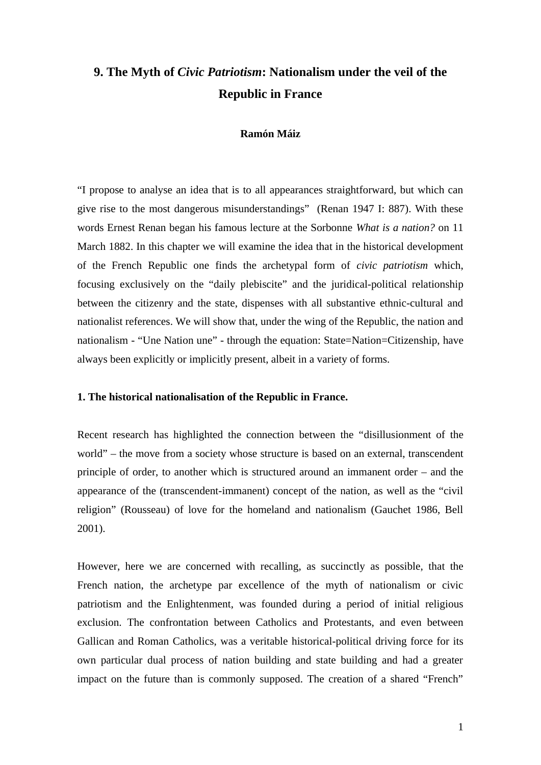# 9. The Myth of *Civic Patriotism*: Nationalism under the veil of the Republic in France

**Ramón Máiz**

"I propose to analyse an idea that is to all appearances straightforward, but which can give rise to the most dangerous misunderstandings" (Renan 1947 I: 887). With these words Ernest Renan began his famous lecture at the Sorbonne *What is a nation?* on 11 March 1882. In this chapter we will examine the idea that in the historical development of the French Republic one finds the archetypal form of *civic patriotism* which, focusing exclusively on the "daily plebiscite" and the juridical-political relationship between the citizenry and the state, dispenses with all substantive ethnic-cultural and nationalist references. We will show that, under the wing of the Republic, the nation and nationalism - "Une Nation une" - through the equation: State=Nation=Citizenship, have always been explicitly or implicitly present, albeit in a variety of forms.

## 1. The historical nationalisation of the Republic in France.

Recent research has highlighted the connection between the "disillusionment of the world" – the move from a society whose structure is based on an external, transcendent principle of order, to another which is structured around an immanent order – and the appearance of the (transcendent-immanent) concept of the nation, as well as the "civil religion" (Rousseau) of love for the homeland and nationalism (Gauchet 1986, Bell 2001).

However, here we are concerned with recalling, as succinctly as possible, that the French nation, the archetype par excellence of the myth of nationalism or civic patriotism and the Enlightenment, was founded during a period of initial religious exclusion. The confrontation between Catholics and Protestants, and even between Gallican and Roman Catholics, was a veritable historical-political driving force for its own particular dual process of nation building and state building and had a greater impact on the future than is commonly supposed. The creation of a shared "French"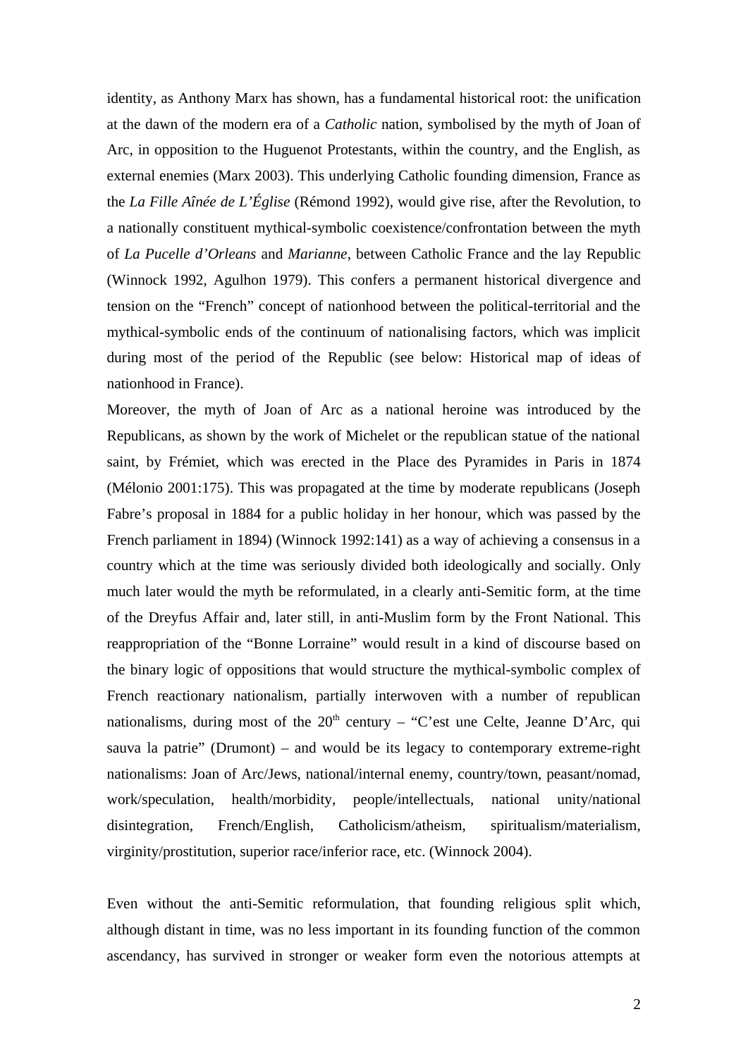identity, as Anthony Marx has shown, has a fundamental historical root: the unification at the dawn of the modern era of a *Catholic* nation, symbolised by the myth of Joan of Arc, in opposition to the Huguenot Protestants, within the country, and the English, as external enemies (Marx 2003). This underlying Catholic founding dimension, France as the *La Fille Aînée de L'Église* (Rémond 1992), would give rise, after the Revolution, to a nationally constituent mythical-symbolic coexistence/confrontation between the myth of *La Pucelle d'Orleans* and *Marianne*, between Catholic France and the lay Republic (Winnock 1992, Agulhon 1979). This confers a permanent historical divergence and tension on the "French" concept of nationhood between the political-territorial and the mythical-symbolic ends of the continuum of nationalising factors, which was implicit during most of the period of the Republic (see below: Historical map of ideas of nationhood in France).

Moreover, the myth of Joan of Arc as a national heroine was introduced by the Republicans, as shown by the work of Michelet or the republican statue of the national saint, by Frémiet, which was erected in the Place des Pyramides in Paris in 1874 (Mélonio 2001:175). This was propagated at the time by moderate republicans (Joseph Fabre's proposal in 1884 for a public holiday in her honour, which was passed by the French parliament in 1894) (Winnock 1992:141) as a way of achieving a consensus in a country which at the time was seriously divided both ideologically and socially. Only much later would the myth be reformulated, in a clearly anti-Semitic form, at the time of the Dreyfus Affair and, later still, in anti-Muslim form by the Front National. This reappropriation of the "Bonne Lorraine" would result in a kind of discourse based on the binary logic of oppositions that would structure the mythical-symbolic complex of French reactionary nationalism, partially interwoven with a number of republican nationalisms, during most of the 20th century – "C'est une Celte, Jeanne D'Arc, qui sauva la patrie" (Drumont) – and would be its legacy to contemporary extreme-right nationalisms: Joan of Arc/Jews, national/internal enemy, country/town, peasant/nomad, work/speculation, health/morbidity, people/intellectuals, national unity/national disintegration, French/English, Catholicism/atheism, spiritualism/materialism, virginity/prostitution, superior race/inferior race, etc. (Winnock 2004).

Even without the anti-Semitic reformulation, that founding religious split which, although distant in time, was no less important in its founding function of the common ascendancy, has survived in stronger or weaker form even the notorious attempts at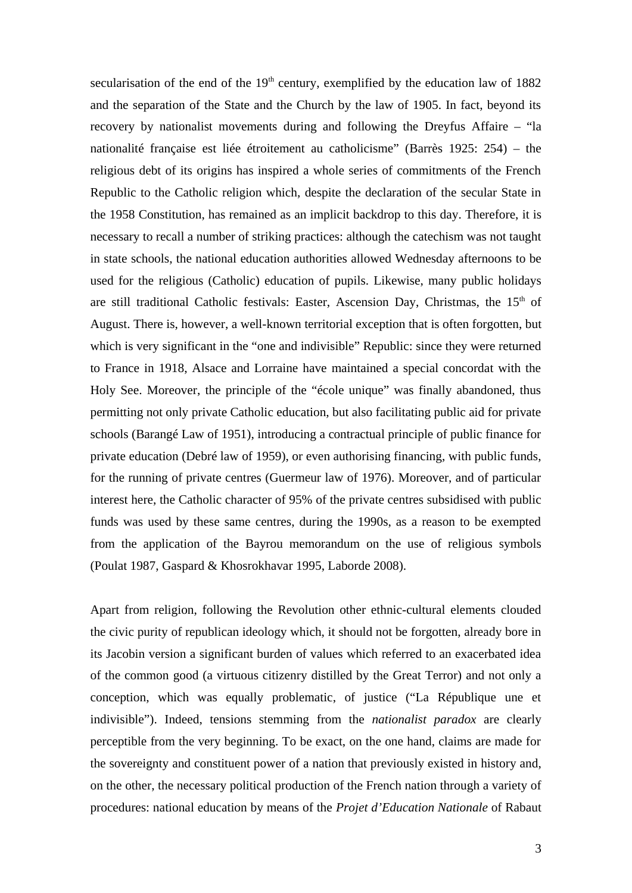secularisation of the end of the 19th century, exemplified by the education law of 1882 and the separation of the State and the Church by the law of 1905. In fact, beyond its recovery by nationalist movements during and following the Dreyfus Affaire – "la nationalité française est liée étroitement au catholicisme" (Barrès 1925: 254) – the religious debt of its origins has inspired a whole series of commitments of the French Republic to the Catholic religion which, despite the declaration of the secular State in the 1958 Constitution, has remained as an implicit backdrop to this day. Therefore, it is necessary to recall a number of striking practices: although the catechism was not taught in state schools, the national education authorities allowed Wednesday afternoons to be used for the religious (Catholic) education of pupils. Likewise, many public holidays are still traditional Catholic festivals: Easter, Ascension Day, Christmas, the 15th of August. There is, however, a well-known territorial exception that is often forgotten, but which is very significant in the "one and indivisible" Republic: since they were returned to France in 1918, Alsace and Lorraine have maintained a special concordat with the Holy See. Moreover, the principle of the "école unique" was finally abandoned, thus permitting not only private Catholic education, but also facilitating public aid for private schools (Barangé Law of 1951), introducing a contractual principle of public finance for private education (Debré law of 1959), or even authorising financing, with public funds, for the running of private centres (Guermeur law of 1976). Moreover, and of particular interest here, the Catholic character of 95% of the private centres subsidised with public funds was used by these same centres, during the 1990s, as a reason to be exempted from the application of the Bayrou memorandum on the use of religious symbols (Poulat 1987, Gaspard & Khosrokhavar 1995, Laborde 2008).

Apart from religion, following the Revolution other ethnic-cultural elements clouded the civic purity of republican ideology which, it should not be forgotten, already bore in its Jacobin version a significant burden of values which referred to an exacerbated idea of the common good (a virtuous citizenry distilled by the Great Terror) and not only a conception, which was equally problematic, of justice ("La République une et indivisible"). Indeed, tensions stemming from the *nationalist paradox* are clearly perceptible from the very beginning. To be exact, on the one hand, claims are made for the sovereignty and constituent power of a nation that previously existed in history and, on the other, the necessary political production of the French nation through a variety of procedures: national education by means of the *Projet d'Education Nationale* of Rabaut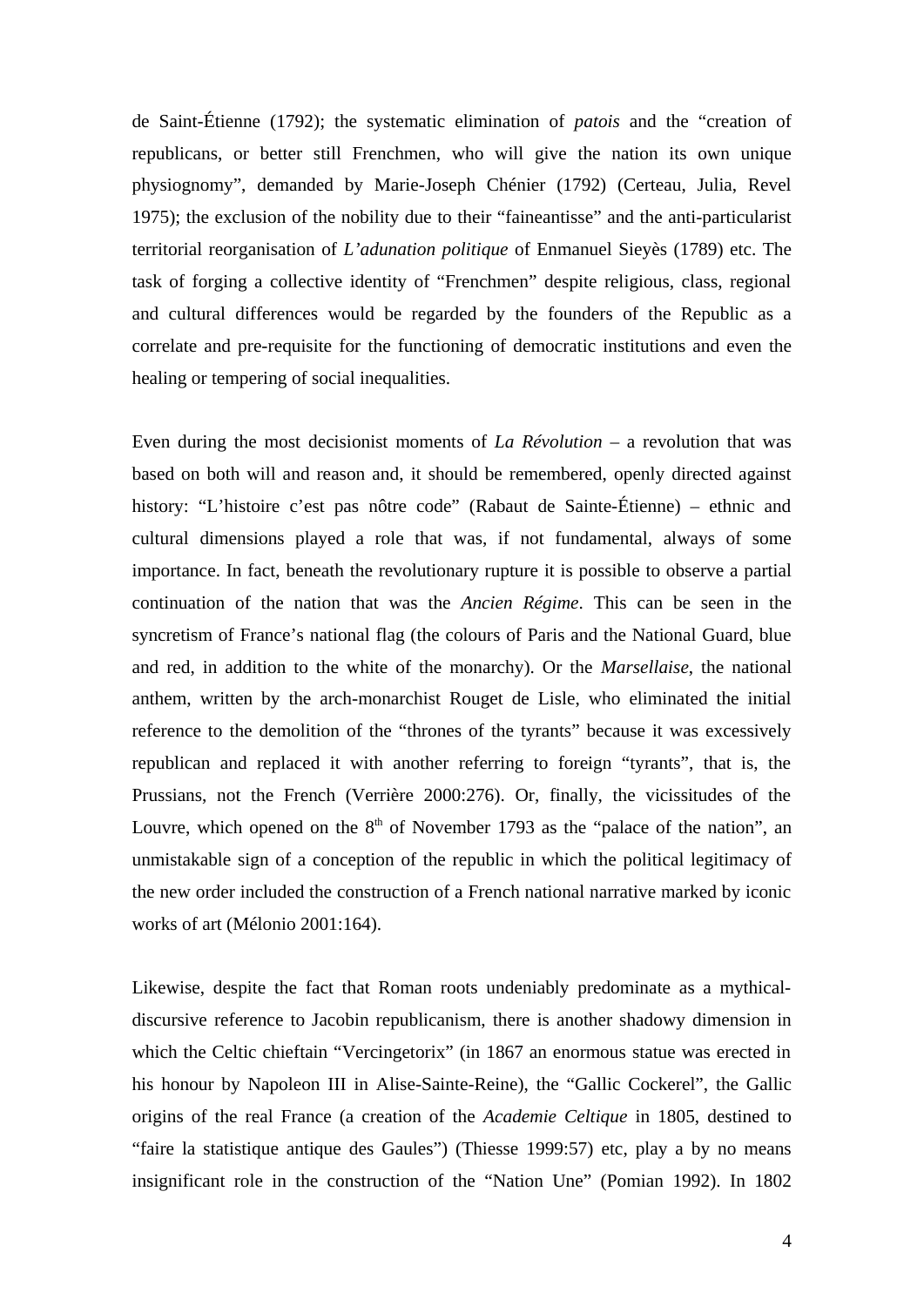de Saint-Étienne (1792); the systematic elimination of *patois* and the "creation of republicans, or better still Frenchmen, who will give the nation its own unique physiognomy", demanded by Marie-Joseph Chénier (1792) (Certeau, Julia, Revel 1975); the exclusion of the nobility due to their "faineantisse" and the anti-particularist territorial reorganisation of *L'adunation politique* of Enmanuel Sieyès (1789) etc. The task of forging a collective identity of "Frenchmen" despite religious, class, regional and cultural differences would be regarded by the founders of the Republic as a correlate and pre-requisite for the functioning of democratic institutions and even the healing or tempering of social inequalities.

Even during the most decisionist moments of *La Révolution* – a revolution that was based on both will and reason and, it should be remembered, openly directed against history: "L'histoire c'est pas nôtre code" (Rabaut de Sainte-Étienne) – ethnic and cultural dimensions played a role that was, if not fundamental, always of some importance. In fact, beneath the revolutionary rupture it is possible to observe a partial continuation of the nation that was the *Ancien Régime*. This can be seen in the syncretism of France's national flag (the colours of Paris and the National Guard, blue and red, in addition to the white of the monarchy). Or the *Marsellaise*, the national anthem, written by the arch-monarchist Rouget de Lisle, who eliminated the initial reference to the demolition of the "thrones of the tyrants" because it was excessively republican and replaced it with another referring to foreign "tyrants", that is, the Prussians, not the French (Verrière 2000:276). Or, finally, the vicissitudes of the Louvre, which opened on the 8th of November 1793 as the "palace of the nation", an unmistakable sign of a conception of the republic in which the political legitimacy of the new order included the construction of a French national narrative marked by iconic works of art (Mélonio 2001:164).

Likewise, despite the fact that Roman roots undeniably predominate as a mythical-discursive reference to Jacobin republicanism, there is another shadowy dimension in which the Celtic chieftain "Vercingetorix" (in 1867 an enormous statue was erected in his honour by Napoleon III in Alise-Sainte-Reine), the "Gallic Cockerel", the Gallic origins of the real France (a creation of the *Academie Celtique* in 1805, destined to "faire la statistique antique des Gaules") (Thiesse 1999:57) etc, play a by no means insignificant role in the construction of the "Nation Une" (Pomian 1992). In 1802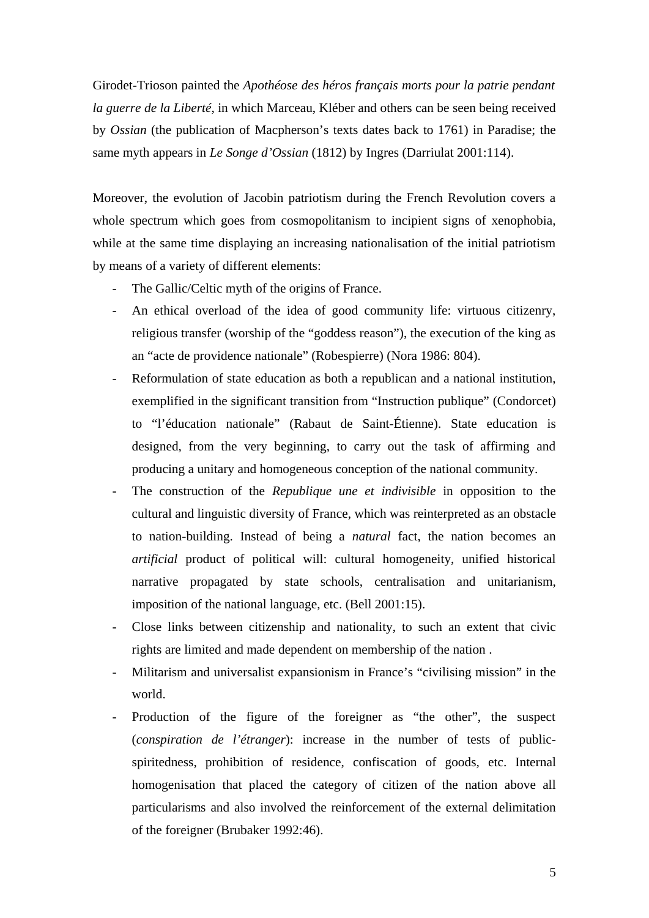Girodet-Trioson painted the *Apothéose des héros français morts pour la patrie pendant la guerre de la Liberté*, in which Marceau, Kléber and others can be seen being received by *Ossian* (the publication of Macpherson's texts dates back to 1761) in Paradise; the same myth appears in *Le Songe d'Ossian* (1812) by Ingres (Darriulat 2001:114).

Moreover, the evolution of Jacobin patriotism during the French Revolution covers a whole spectrum which goes from cosmopolitanism to incipient signs of xenophobia, while at the same time displaying an increasing nationalisation of the initial patriotism by means of a variety of different elements:

- The Gallic/Celtic myth of the origins of France.
- An ethical overload of the idea of good community life: virtuous citizenry, religious transfer (worship of the "goddess reason"), the execution of the king as an "acte de providence nationale" (Robespierre) (Nora 1986: 804).
- Reformulation of state education as both a republican and a national institution, exemplified in the significant transition from "Instruction publique" (Condorcet) to "l'éducation nationale" (Rabaut de Saint-Étienne). State education is designed, from the very beginning, to carry out the task of affirming and producing a unitary and homogeneous conception of the national community.
- The construction of the *Republique une et indivisible* in opposition to the cultural and linguistic diversity of France, which was reinterpreted as an obstacle to nation-building. Instead of being a *natural* fact, the nation becomes an *artificial* product of political will: cultural homogeneity, unified historical narrative propagated by state schools, centralisation and unitarianism, imposition of the national language, etc. (Bell 2001:15).
- Close links between citizenship and nationality, to such an extent that civic rights are limited and made dependent on membership of the nation .
- Militarism and universalist expansionism in France's "civilising mission" in the world.
- Production of the figure of the foreigner as "the other", the suspect (*conspiration de l'étranger*): increase in the number of tests of public-spiritedness, prohibition of residence, confiscation of goods, etc. Internal homogenisation that placed the category of citizen of the nation above all particularisms and also involved the reinforcement of the external delimitation of the foreigner (Brubaker 1992:46).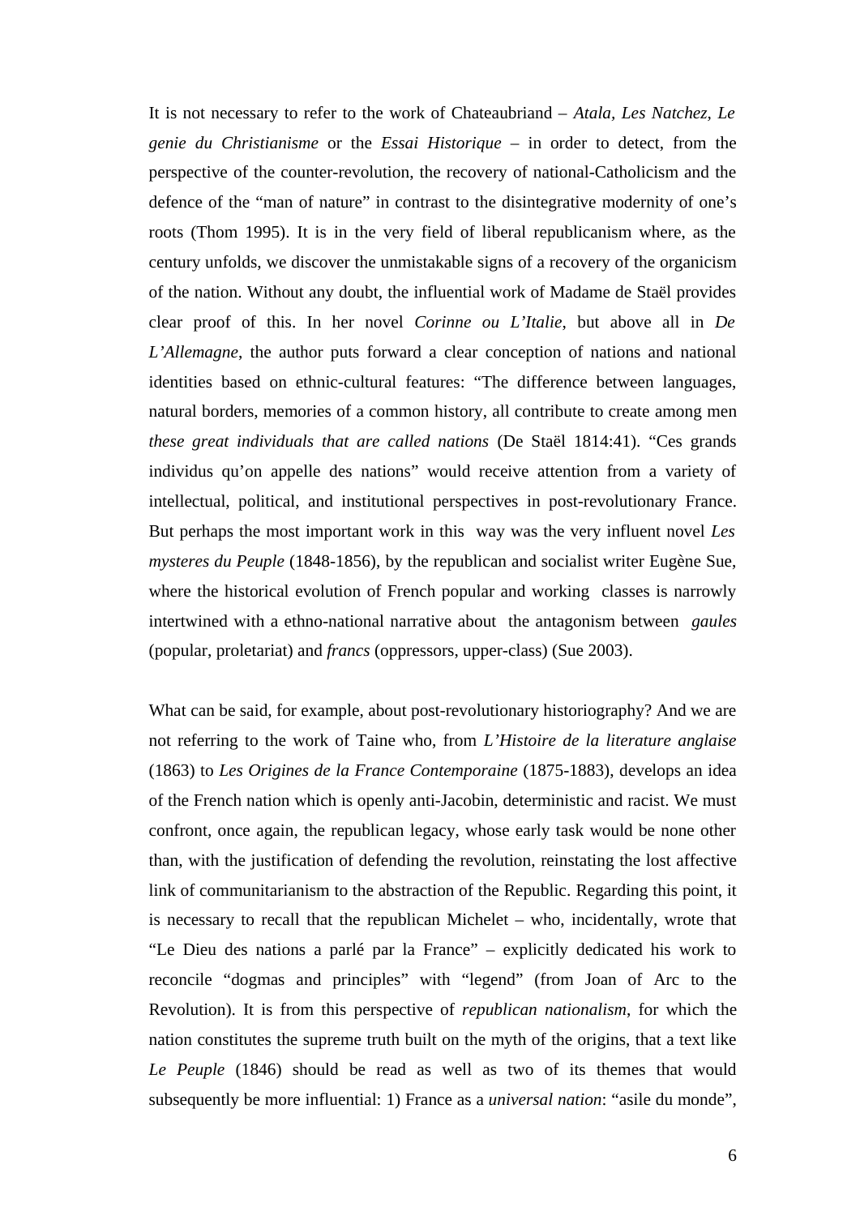It is not necessary to refer to the work of Chateaubriand – *Atala, Les Natchez, Le genie du Christianisme* or the *Essai Historique* – in order to detect, from the perspective of the counter-revolution, the recovery of national-Catholicism and the defence of the "man of nature" in contrast to the disintegrative modernity of one's roots (Thom 1995). It is in the very field of liberal republicanism where, as the century unfolds, we discover the unmistakable signs of a recovery of the organicism of the nation. Without any doubt, the influential work of Madame de Staël provides clear proof of this. In her novel *Corinne ou L'Italie*, but above all in *De L'Allemagne*, the author puts forward a clear conception of nations and national identities based on ethnic-cultural features: "The difference between languages, natural borders, memories of a common history, all contribute to create among men *these great individuals that are called nations* (De Staël 1814:41). "Ces grands individus qu'on appelle des nations" would receive attention from a variety of intellectual, political, and institutional perspectives in post-revolutionary France. But perhaps the most important work in this way was the very influent novel *Les mysteres du Peuple* (1848-1856), by the republican and socialist writer Eugène Sue, where the historical evolution of French popular and working classes is narrowly intertwined with a ethno-national narrative about the antagonism between *gaules* (popular, proletariat) and *francs* (oppressors, upper-class) (Sue 2003).

What can be said, for example, about post-revolutionary historiography? And we are not referring to the work of Taine who, from *L'Histoire de la literature anglaise* (1863) to *Les Origines de la France Contemporaine* (1875-1883), develops an idea of the French nation which is openly anti-Jacobin, deterministic and racist. We must confront, once again, the republican legacy, whose early task would be none other than, with the justification of defending the revolution, reinstating the lost affective link of communitarianism to the abstraction of the Republic. Regarding this point, it is necessary to recall that the republican Michelet – who, incidentally, wrote that "Le Dieu des nations a parlé par la France" – explicitly dedicated his work to reconcile "dogmas and principles" with "legend" (from Joan of Arc to the Revolution). It is from this perspective of *republican nationalism*, for which the nation constitutes the supreme truth built on the myth of the origins, that a text like *Le Peuple* (1846) should be read as well as two of its themes that would subsequently be more influential: 1) France as a *universal nation*: "asile du monde",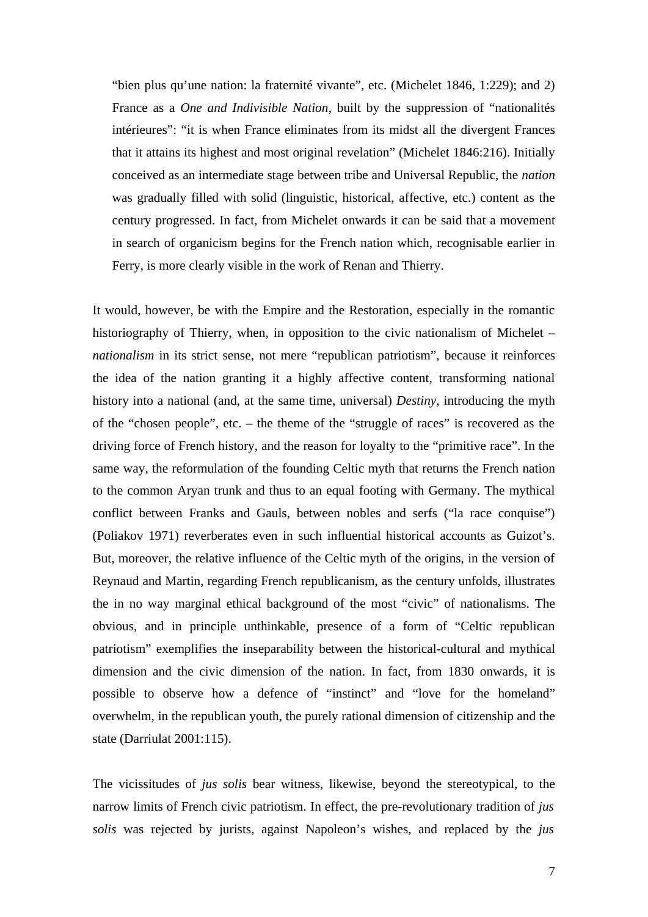"bien plus qu'une nation: la fraternité vivante", etc. (Michelet 1846, 1:229); and 2) France as a *One and Indivisible Nation*, built by the suppression of "nationalités intérieures": "it is when France eliminates from its midst all the divergent Frances that it attains its highest and most original revelation" (Michelet 1846:216). Initially conceived as an intermediate stage between tribe and Universal Republic, the *nation* was gradually filled with solid (linguistic, historical, affective, etc.) content as the century progressed. In fact, from Michelet onwards it can be said that a movement in search of organicism begins for the French nation which, recognisable earlier in Ferry, is more clearly visible in the work of Renan and Thierry.

It would, however, be with the Empire and the Restoration, especially in the romantic historiography of Thierry, when, in opposition to the civic nationalism of Michelet – *nationalism* in its strict sense, not mere "republican patriotism", because it reinforces the idea of the nation granting it a highly affective content, transforming national history into a national (and, at the same time, universal) *Destiny*, introducing the myth of the "chosen people", etc. – the theme of the "struggle of races" is recovered as the driving force of French history, and the reason for loyalty to the "primitive race". In the same way, the reformulation of the founding Celtic myth that returns the French nation to the common Aryan trunk and thus to an equal footing with Germany. The mythical conflict between Franks and Gauls, between nobles and serfs ("la race conquise") (Poliakov 1971) reverberates even in such influential historical accounts as Guizot's. But, moreover, the relative influence of the Celtic myth of the origins, in the version of Reynaud and Martin, regarding French republicanism, as the century unfolds, illustrates the in no way marginal ethical background of the most "civic" of nationalisms. The obvious, and in principle unthinkable, presence of a form of "Celtic republican patriotism" exemplifies the inseparability between the historical-cultural and mythical dimension and the civic dimension of the nation. In fact, from 1830 onwards, it is possible to observe how a defence of "instinct" and "love for the homeland" overwhelm, in the republican youth, the purely rational dimension of citizenship and the state (Darriulat 2001:115).

The vicissitudes of *jus solis* bear witness, likewise, beyond the stereotypical, to the narrow limits of French civic patriotism. In effect, the pre-revolutionary tradition of *jus solis* was rejected by jurists, against Napoleon's wishes, and replaced by the *jus*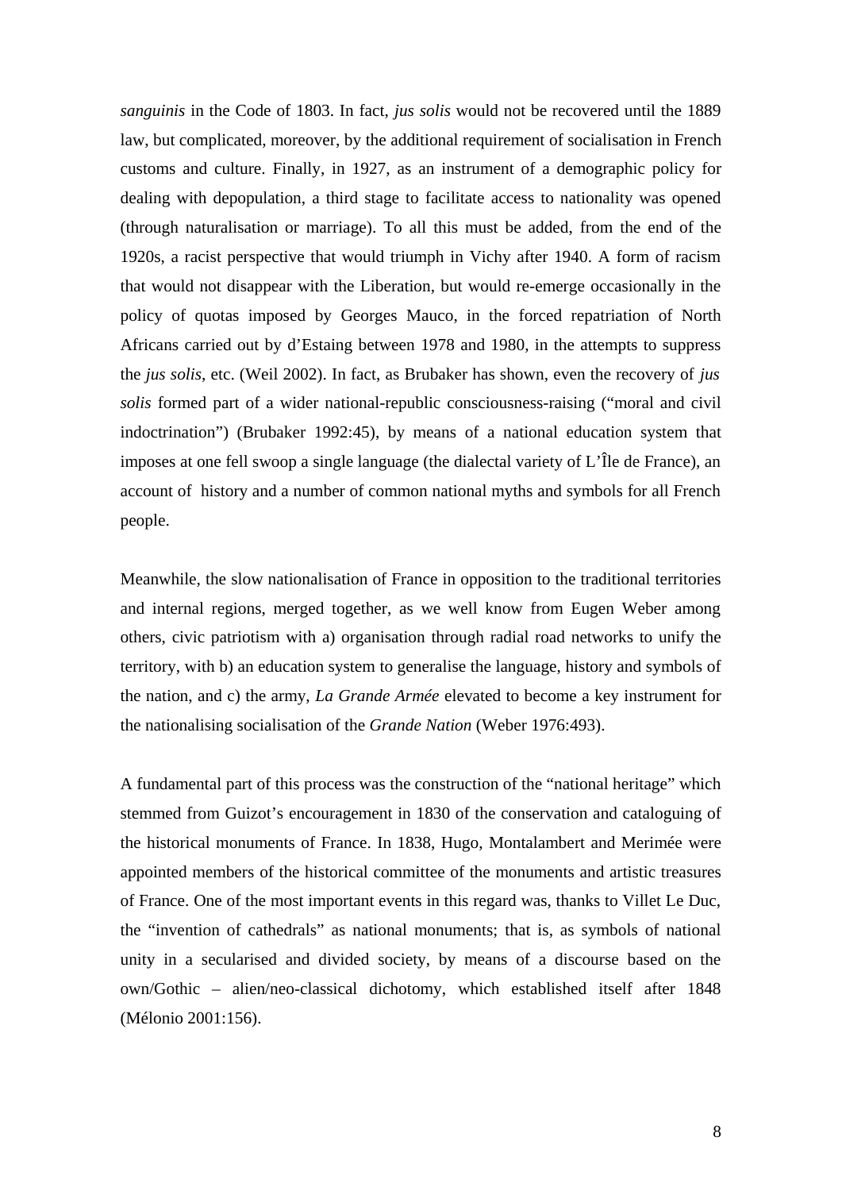*sanguinis* in the Code of 1803. In fact, *jus solis* would not be recovered until the 1889 law, but complicated, moreover, by the additional requirement of socialisation in French customs and culture. Finally, in 1927, as an instrument of a demographic policy for dealing with depopulation, a third stage to facilitate access to nationality was opened (through naturalisation or marriage). To all this must be added, from the end of the 1920s, a racist perspective that would triumph in Vichy after 1940. A form of racism that would not disappear with the Liberation, but would re-emerge occasionally in the policy of quotas imposed by Georges Mauco, in the forced repatriation of North Africans carried out by d'Estaing between 1978 and 1980, in the attempts to suppress the *jus solis*, etc. (Weil 2002). In fact, as Brubaker has shown, even the recovery of *jus solis* formed part of a wider national-republic consciousness-raising ("moral and civil indoctrination") (Brubaker 1992:45), by means of a national education system that imposes at one fell swoop a single language (the dialectal variety of L'Île de France), an account of history and a number of common national myths and symbols for all French people.

Meanwhile, the slow nationalisation of France in opposition to the traditional territories and internal regions, merged together, as we well know from Eugen Weber among others, civic patriotism with a) organisation through radial road networks to unify the territory, with b) an education system to generalise the language, history and symbols of the nation, and c) the army, *La Grande Armée* elevated to become a key instrument for the nationalising socialisation of the *Grande Nation* (Weber 1976:493).

A fundamental part of this process was the construction of the "national heritage" which stemmed from Guizot's encouragement in 1830 of the conservation and cataloguing of the historical monuments of France. In 1838, Hugo, Montalambert and Merimée were appointed members of the historical committee of the monuments and artistic treasures of France. One of the most important events in this regard was, thanks to Villet Le Duc, the "invention of cathedrals" as national monuments; that is, as symbols of national unity in a secularised and divided society, by means of a discourse based on the own/Gothic – alien/neo-classical dichotomy, which established itself after 1848 (Mélonio 2001:156).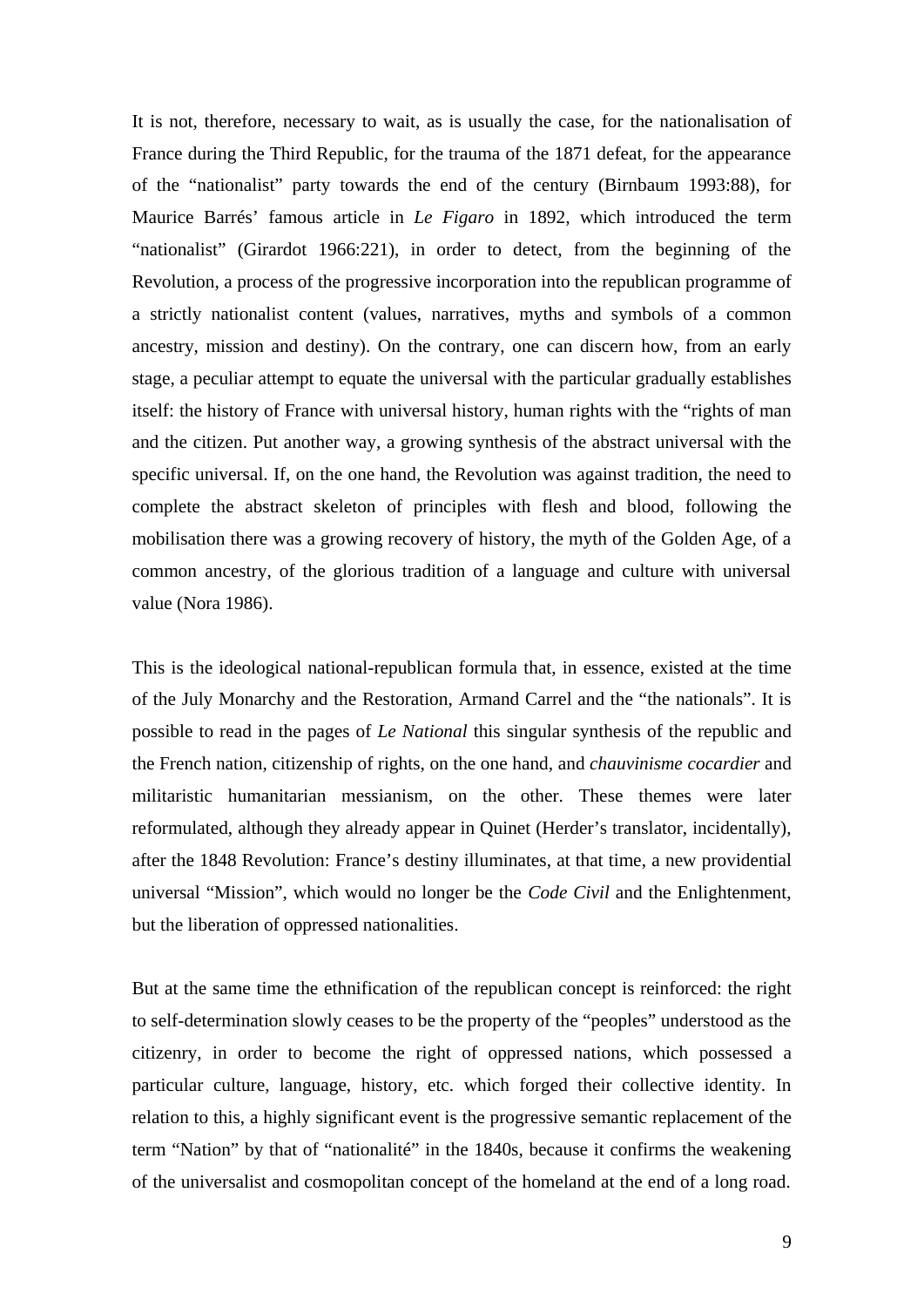It is not, therefore, necessary to wait, as is usually the case, for the nationalisation of France during the Third Republic, for the trauma of the 1871 defeat, for the appearance of the "nationalist" party towards the end of the century (Birnbaum 1993:88), for Maurice Barrés' famous article in *Le Figaro* in 1892, which introduced the term "nationalist" (Girardot 1966:221), in order to detect, from the beginning of the Revolution, a process of the progressive incorporation into the republican programme of a strictly nationalist content (values, narratives, myths and symbols of a common ancestry, mission and destiny). On the contrary, one can discern how, from an early stage, a peculiar attempt to equate the universal with the particular gradually establishes itself: the history of France with universal history, human rights with the "rights of man and the citizen. Put another way, a growing synthesis of the abstract universal with the specific universal. If, on the one hand, the Revolution was against tradition, the need to complete the abstract skeleton of principles with flesh and blood, following the mobilisation there was a growing recovery of history, the myth of the Golden Age, of a common ancestry, of the glorious tradition of a language and culture with universal value (Nora 1986).

This is the ideological national-republican formula that, in essence, existed at the time of the July Monarchy and the Restoration, Armand Carrel and the "the nationals". It is possible to read in the pages of *Le National* this singular synthesis of the republic and the French nation, citizenship of rights, on the one hand, and *chauvinisme cocardier* and militaristic humanitarian messianism, on the other. These themes were later reformulated, although they already appear in Quinet (Herder's translator, incidentally), after the 1848 Revolution: France's destiny illuminates, at that time, a new providential universal "Mission", which would no longer be the *Code Civil* and the Enlightenment, but the liberation of oppressed nationalities.

But at the same time the ethnification of the republican concept is reinforced: the right to self-determination slowly ceases to be the property of the "peoples" understood as the citizenry, in order to become the right of oppressed nations, which possessed a particular culture, language, history, etc. which forged their collective identity. In relation to this, a highly significant event is the progressive semantic replacement of the term "Nation" by that of "nationalité" in the 1840s, because it confirms the weakening of the universalist and cosmopolitan concept of the homeland at the end of a long road.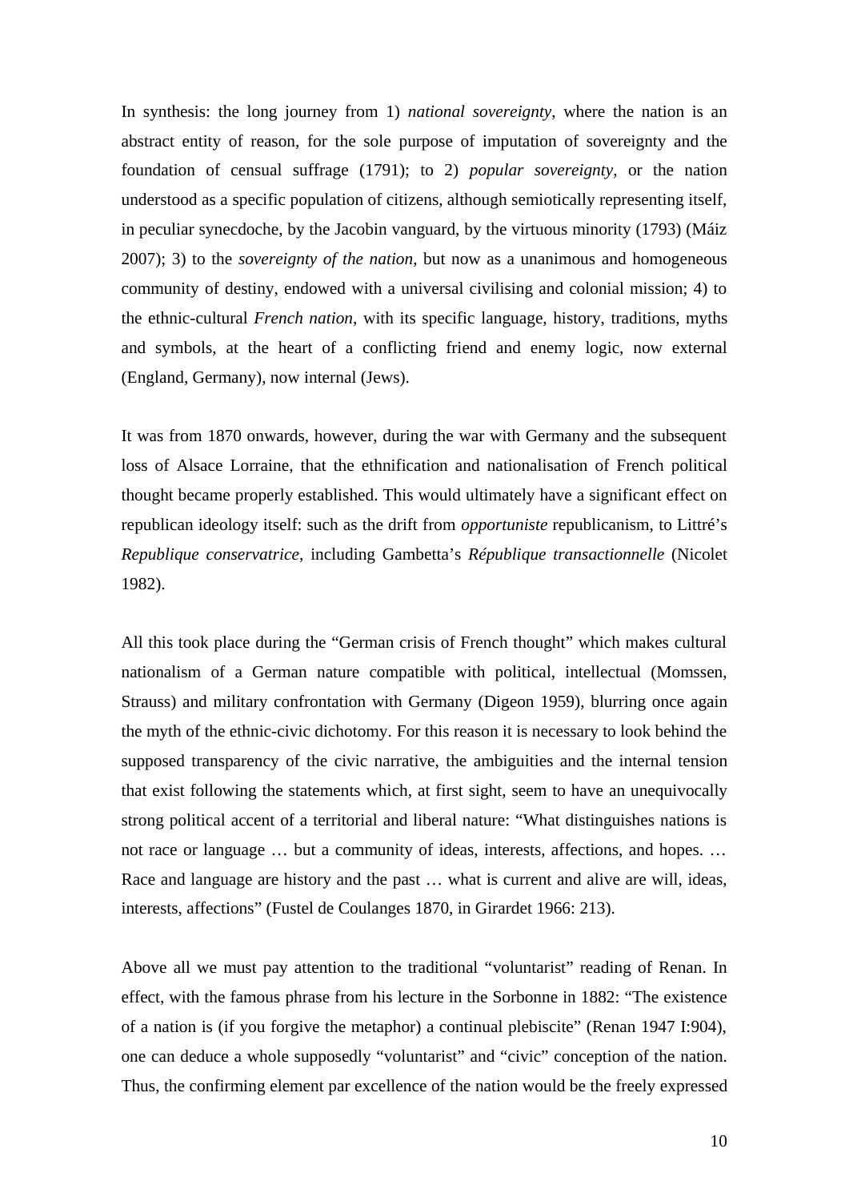In synthesis: the long journey from 1) *national sovereignty*, where the nation is an abstract entity of reason, for the sole purpose of imputation of sovereignty and the foundation of censual suffrage (1791); to 2) *popular sovereignty*, or the nation understood as a specific population of citizens, although semiotically representing itself, in peculiar synecdoche, by the Jacobin vanguard, by the virtuous minority (1793) (Máiz 2007); 3) to the *sovereignty of the nation*, but now as a unanimous and homogeneous community of destiny, endowed with a universal civilising and colonial mission; 4) to the ethnic-cultural *French nation*, with its specific language, history, traditions, myths and symbols, at the heart of a conflicting friend and enemy logic, now external (England, Germany), now internal (Jews).

It was from 1870 onwards, however, during the war with Germany and the subsequent loss of Alsace Lorraine, that the ethnification and nationalisation of French political thought became properly established. This would ultimately have a significant effect on republican ideology itself: such as the drift from *opportuniste* republicanism, to Littré's *Republique conservatrice*, including Gambetta's *République transactionnelle* (Nicolet 1982).

All this took place during the "German crisis of French thought" which makes cultural nationalism of a German nature compatible with political, intellectual (Momssen, Strauss) and military confrontation with Germany (Digeon 1959), blurring once again the myth of the ethnic-civic dichotomy. For this reason it is necessary to look behind the supposed transparency of the civic narrative, the ambiguities and the internal tension that exist following the statements which, at first sight, seem to have an unequivocally strong political accent of a territorial and liberal nature: "What distinguishes nations is not race or language … but a community of ideas, interests, affections, and hopes. … Race and language are history and the past … what is current and alive are will, ideas, interests, affections" (Fustel de Coulanges 1870, in Girardet 1966: 213).

Above all we must pay attention to the traditional "voluntarist" reading of Renan. In effect, with the famous phrase from his lecture in the Sorbonne in 1882: "The existence of a nation is (if you forgive the metaphor) a continual plebiscite" (Renan 1947 I:904), one can deduce a whole supposedly "voluntarist" and "civic" conception of the nation. Thus, the confirming element par excellence of the nation would be the freely expressed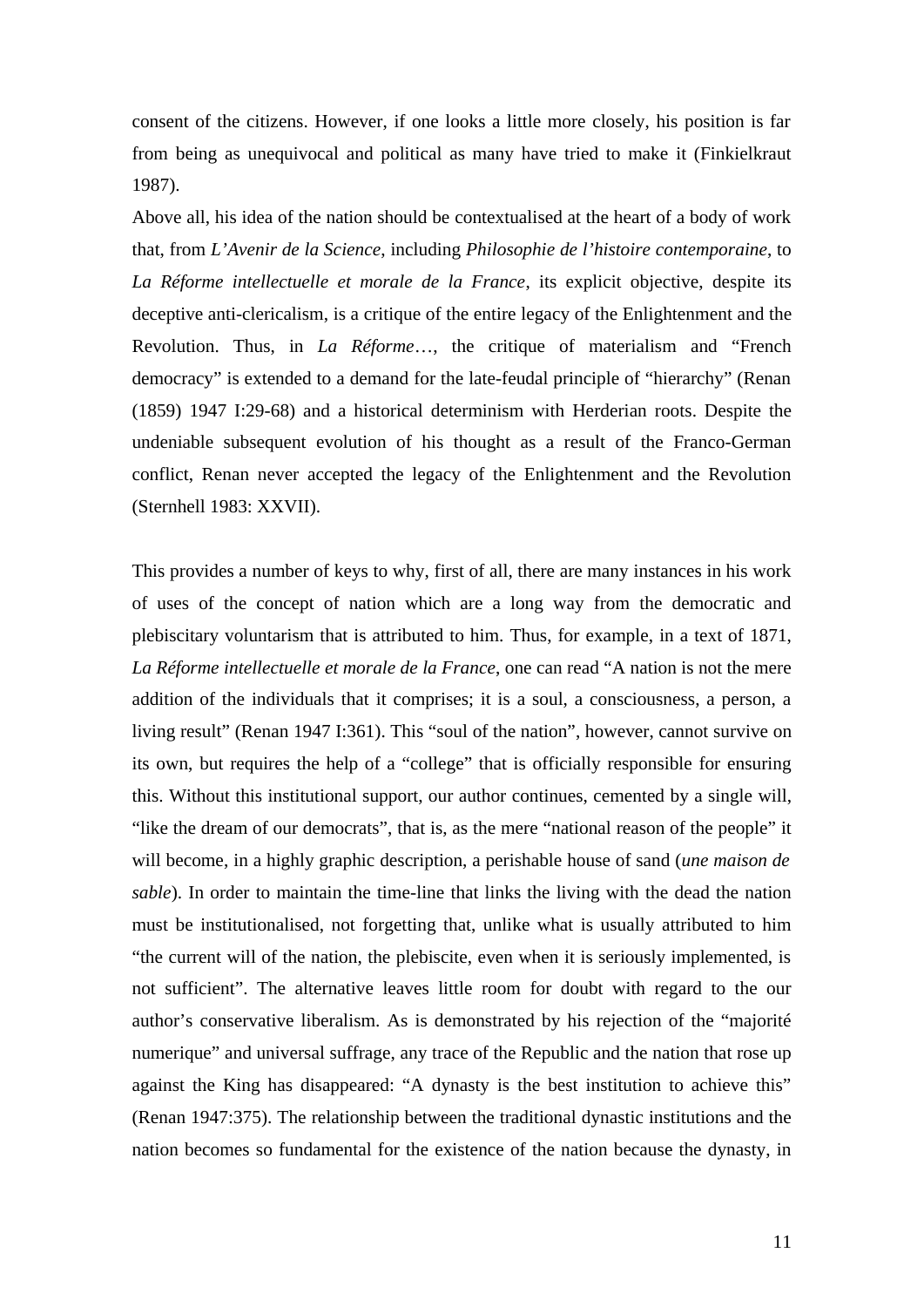consent of the citizens. However, if one looks a little more closely, his position is far from being as unequivocal and political as many have tried to make it (Finkielkraut 1987).

Above all, his idea of the nation should be contextualised at the heart of a body of work that, from *L'Avenir de la Science*, including *Philosophie de l'histoire contemporaine*, to *La Réforme intellectuelle et morale de la France*, its explicit objective, despite its deceptive anti-clericalism, is a critique of the entire legacy of the Enlightenment and the Revolution. Thus, in *La Réforme*…, the critique of materialism and "French democracy" is extended to a demand for the late-feudal principle of "hierarchy" (Renan (1859) 1947 I:29-68) and a historical determinism with Herderian roots. Despite the undeniable subsequent evolution of his thought as a result of the Franco-German conflict, Renan never accepted the legacy of the Enlightenment and the Revolution (Sternhell 1983: XXVII).

This provides a number of keys to why, first of all, there are many instances in his work of uses of the concept of nation which are a long way from the democratic and plebiscitary voluntarism that is attributed to him. Thus, for example, in a text of 1871, *La Réforme intellectuelle et morale de la France*, one can read "A nation is not the mere addition of the individuals that it comprises; it is a soul, a consciousness, a person, a living result" (Renan 1947 I:361). This "soul of the nation", however, cannot survive on its own, but requires the help of a "college" that is officially responsible for ensuring this. Without this institutional support, our author continues, cemented by a single will, "like the dream of our democrats", that is, as the mere "national reason of the people" it will become, in a highly graphic description, a perishable house of sand (*une maison de sable*). In order to maintain the time-line that links the living with the dead the nation must be institutionalised, not forgetting that, unlike what is usually attributed to him "the current will of the nation, the plebiscite, even when it is seriously implemented, is not sufficient". The alternative leaves little room for doubt with regard to the our author's conservative liberalism. As is demonstrated by his rejection of the "majorité numerique" and universal suffrage, any trace of the Republic and the nation that rose up against the King has disappeared: "A dynasty is the best institution to achieve this" (Renan 1947:375). The relationship between the traditional dynastic institutions and the nation becomes so fundamental for the existence of the nation because the dynasty, in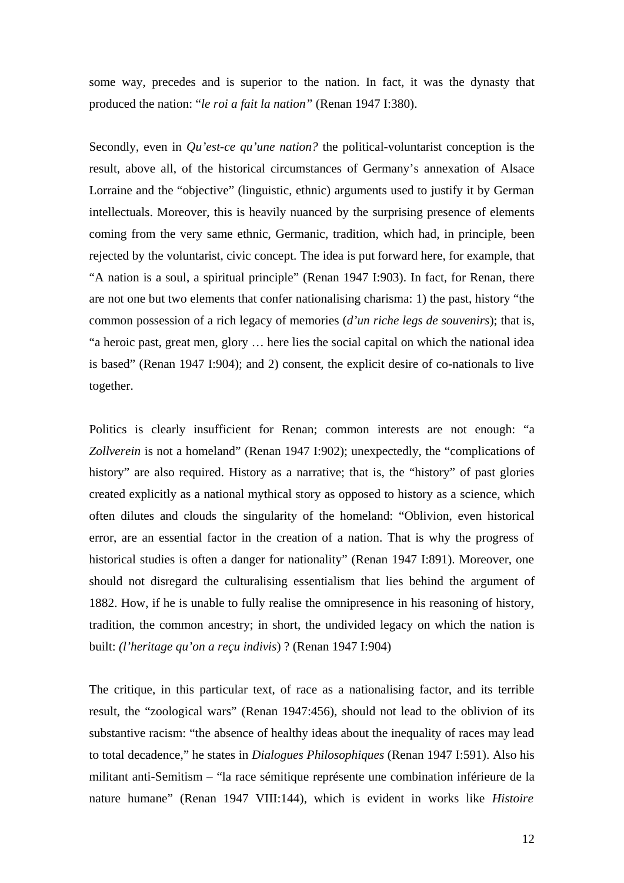some way, precedes and is superior to the nation. In fact, it was the dynasty that produced the nation: "*le roi a fait la nation"* (Renan 1947 I:380).

Secondly, even in *Qu'est-ce qu'une nation?* the political-voluntarist conception is the result, above all, of the historical circumstances of Germany's annexation of Alsace Lorraine and the "objective" (linguistic, ethnic) arguments used to justify it by German intellectuals. Moreover, this is heavily nuanced by the surprising presence of elements coming from the very same ethnic, Germanic, tradition, which had, in principle, been rejected by the voluntarist, civic concept. The idea is put forward here, for example, that "A nation is a soul, a spiritual principle" (Renan 1947 I:903). In fact, for Renan, there are not one but two elements that confer nationalising charisma: 1) the past, history "the common possession of a rich legacy of memories (*d'un riche legs de souvenirs*); that is, "a heroic past, great men, glory … here lies the social capital on which the national idea is based" (Renan 1947 I:904); and 2) consent, the explicit desire of co-nationals to live together.

Politics is clearly insufficient for Renan; common interests are not enough: "a *Zollverein* is not a homeland" (Renan 1947 I:902); unexpectedly, the "complications of history" are also required. History as a narrative; that is, the "history" of past glories created explicitly as a national mythical story as opposed to history as a science, which often dilutes and clouds the singularity of the homeland: "Oblivion, even historical error, are an essential factor in the creation of a nation. That is why the progress of historical studies is often a danger for nationality" (Renan 1947 I:891). Moreover, one should not disregard the culturalising essentialism that lies behind the argument of 1882. How, if he is unable to fully realise the omnipresence in his reasoning of history, tradition, the common ancestry; in short, the undivided legacy on which the nation is built: *(l'heritage qu'on a reçu indivis*) ? (Renan 1947 I:904)

The critique, in this particular text, of race as a nationalising factor, and its terrible result, the "zoological wars" (Renan 1947:456), should not lead to the oblivion of its substantive racism: "the absence of healthy ideas about the inequality of races may lead to total decadence," he states in *Dialogues Philosophiques* (Renan 1947 I:591). Also his militant anti-Semitism – "la race sémitique représente une combination inférieure de la nature humane" (Renan 1947 VIII:144), which is evident in works like *Histoire*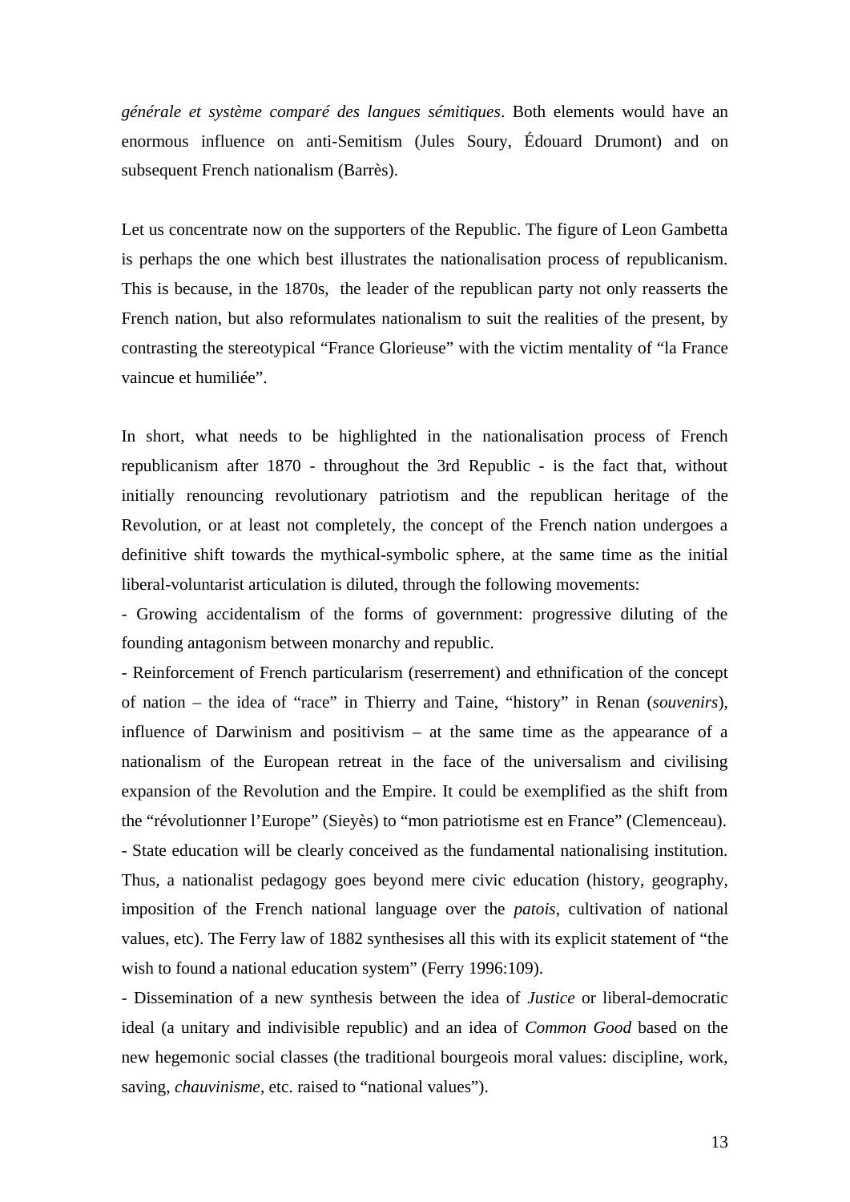*générale et système comparé des langues sémitiques*. Both elements would have an enormous influence on anti-Semitism (Jules Soury, Édouard Drumont) and on subsequent French nationalism (Barrès).

Let us concentrate now on the supporters of the Republic. The figure of Leon Gambetta is perhaps the one which best illustrates the nationalisation process of republicanism. This is because, in the 1870s, the leader of the republican party not only reasserts the French nation, but also reformulates nationalism to suit the realities of the present, by contrasting the stereotypical "France Glorieuse" with the victim mentality of "la France vaincue et humiliée".

In short, what needs to be highlighted in the nationalisation process of French republicanism after 1870 - throughout the 3rd Republic - is the fact that, without initially renouncing revolutionary patriotism and the republican heritage of the Revolution, or at least not completely, the concept of the French nation undergoes a definitive shift towards the mythical-symbolic sphere, at the same time as the initial liberal-voluntarist articulation is diluted, through the following movements:

- Growing accidentalism of the forms of government: progressive diluting of the founding antagonism between monarchy and republic.
- Reinforcement of French particularism (reserrement) and ethnification of the concept of nation – the idea of "race" in Thierry and Taine, "history" in Renan (*souvenirs*), influence of Darwinism and positivism – at the same time as the appearance of a nationalism of the European retreat in the face of the universalism and civilising expansion of the Revolution and the Empire. It could be exemplified as the shift from the "révolutionner l'Europe" (Sieyès) to "mon patriotisme est en France" (Clemenceau).
- State education will be clearly conceived as the fundamental nationalising institution. Thus, a nationalist pedagogy goes beyond mere civic education (history, geography, imposition of the French national language over the *patois*, cultivation of national values, etc). The Ferry law of 1882 synthesises all this with its explicit statement of "the wish to found a national education system" (Ferry 1996:109).
- Dissemination of a new synthesis between the idea of *Justice* or liberal-democratic ideal (a unitary and indivisible republic) and an idea of *Common Good* based on the new hegemonic social classes (the traditional bourgeois moral values: discipline, work, saving, *chauvinisme*, etc. raised to "national values").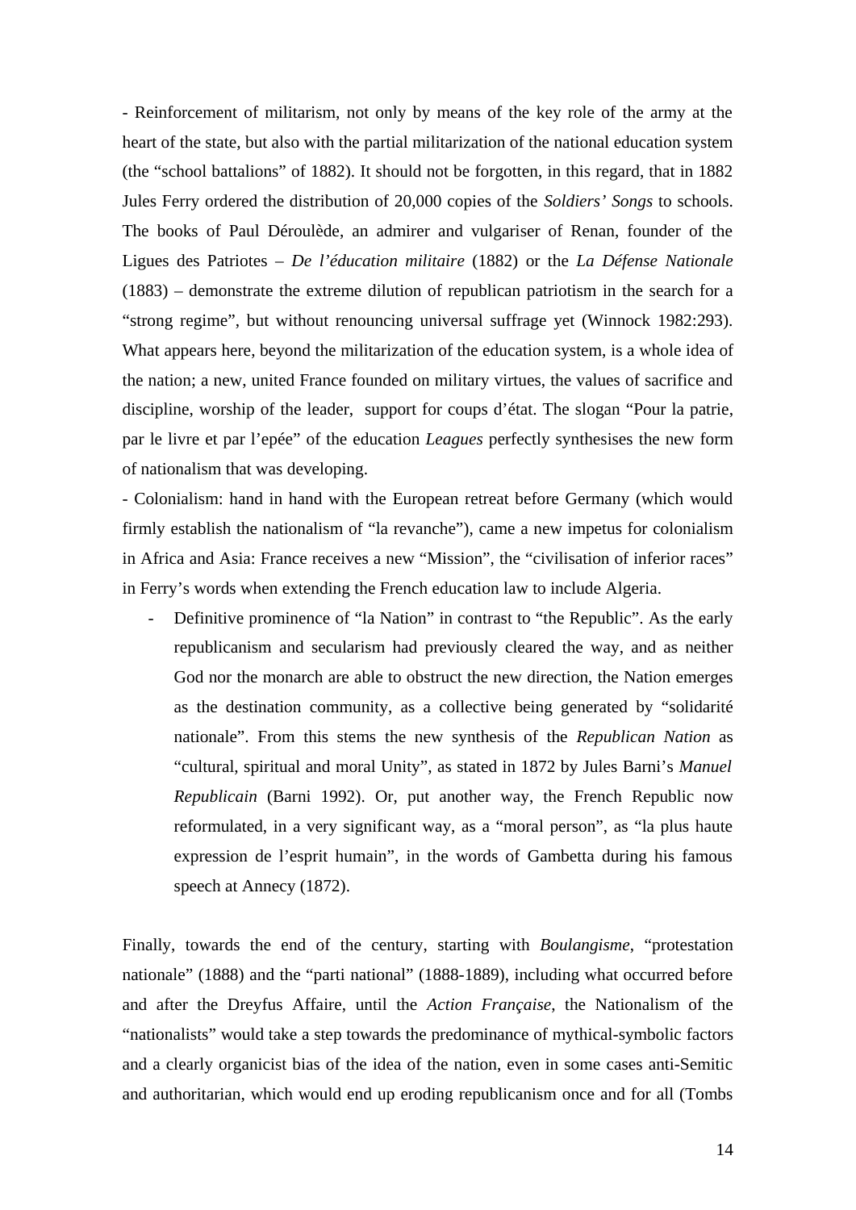- Reinforcement of militarism, not only by means of the key role of the army at the heart of the state, but also with the partial militarization of the national education system (the "school battalions" of 1882). It should not be forgotten, in this regard, that in 1882 Jules Ferry ordered the distribution of 20,000 copies of the *Soldiers' Songs* to schools. The books of Paul Déroulède, an admirer and vulgariser of Renan, founder of the Ligues des Patriotes – *De l'éducation militaire* (1882) or the *La Défense Nationale* (1883) – demonstrate the extreme dilution of republican patriotism in the search for a "strong regime", but without renouncing universal suffrage yet (Winnock 1982:293). What appears here, beyond the militarization of the education system, is a whole idea of the nation; a new, united France founded on military virtues, the values of sacrifice and discipline, worship of the leader, support for coups d'état. The slogan "Pour la patrie, par le livre et par l'epée" of the education *Leagues* perfectly synthesises the new form of nationalism that was developing.

- Colonialism: hand in hand with the European retreat before Germany (which would firmly establish the nationalism of "la revanche"), came a new impetus for colonialism in Africa and Asia: France receives a new "Mission", the "civilisation of inferior races" in Ferry's words when extending the French education law to include Algeria.

- Definitive prominence of "la Nation" in contrast to "the Republic". As the early republicanism and secularism had previously cleared the way, and as neither God nor the monarch are able to obstruct the new direction, the Nation emerges as the destination community, as a collective being generated by "solidarité nationale". From this stems the new synthesis of the *Republican Nation* as "cultural, spiritual and moral Unity", as stated in 1872 by Jules Barni's *Manuel Republicain* (Barni 1992). Or, put another way, the French Republic now reformulated, in a very significant way, as a "moral person", as "la plus haute expression de l'esprit humain", in the words of Gambetta during his famous speech at Annecy (1872).

Finally, towards the end of the century, starting with *Boulangisme*, "protestation nationale" (1888) and the "parti national" (1888-1889), including what occurred before and after the Dreyfus Affaire, until the *Action Française*, the Nationalism of the "nationalists" would take a step towards the predominance of mythical-symbolic factors and a clearly organicist bias of the idea of the nation, even in some cases anti-Semitic and authoritarian, which would end up eroding republicanism once and for all (Tombs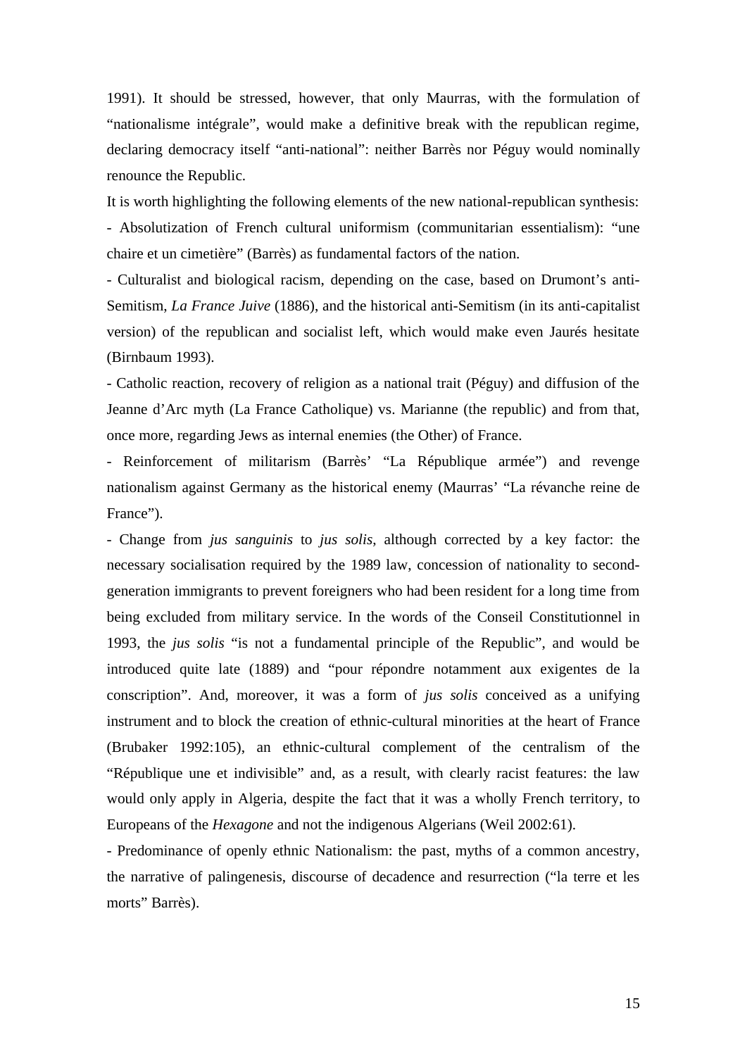1991). It should be stressed, however, that only Maurras, with the formulation of "nationalisme intégrale", would make a definitive break with the republican regime, declaring democracy itself "anti-national": neither Barrès nor Péguy would nominally renounce the Republic.

It is worth highlighting the following elements of the new national-republican synthesis:

- Absolutization of French cultural uniformism (communitarian essentialism): "une chaire et un cimetière" (Barrès) as fundamental factors of the nation.
- Culturalist and biological racism, depending on the case, based on Drumont's anti-Semitism, *La France Juive* (1886), and the historical anti-Semitism (in its anti-capitalist version) of the republican and socialist left, which would make even Jaurés hesitate (Birnbaum 1993).
- Catholic reaction, recovery of religion as a national trait (Péguy) and diffusion of the Jeanne d'Arc myth (La France Catholique) vs. Marianne (the republic) and from that, once more, regarding Jews as internal enemies (the Other) of France.
- Reinforcement of militarism (Barrès' "La République armée") and revenge nationalism against Germany as the historical enemy (Maurras' "La révanche reine de France").
- Change from *jus sanguinis* to *jus solis*, although corrected by a key factor: the necessary socialisation required by the 1989 law, concession of nationality to second-generation immigrants to prevent foreigners who had been resident for a long time from being excluded from military service. In the words of the Conseil Constitutionnel in 1993, the *jus solis* "is not a fundamental principle of the Republic", and would be introduced quite late (1889) and "pour répondre notamment aux exigentes de la conscription". And, moreover, it was a form of *jus solis* conceived as a unifying instrument and to block the creation of ethnic-cultural minorities at the heart of France (Brubaker 1992:105), an ethnic-cultural complement of the centralism of the "République une et indivisible" and, as a result, with clearly racist features: the law would only apply in Algeria, despite the fact that it was a wholly French territory, to Europeans of the *Hexagone* and not the indigenous Algerians (Weil 2002:61).
- Predominance of openly ethnic Nationalism: the past, myths of a common ancestry, the narrative of palingenesis, discourse of decadence and resurrection ("la terre et les morts" Barrès).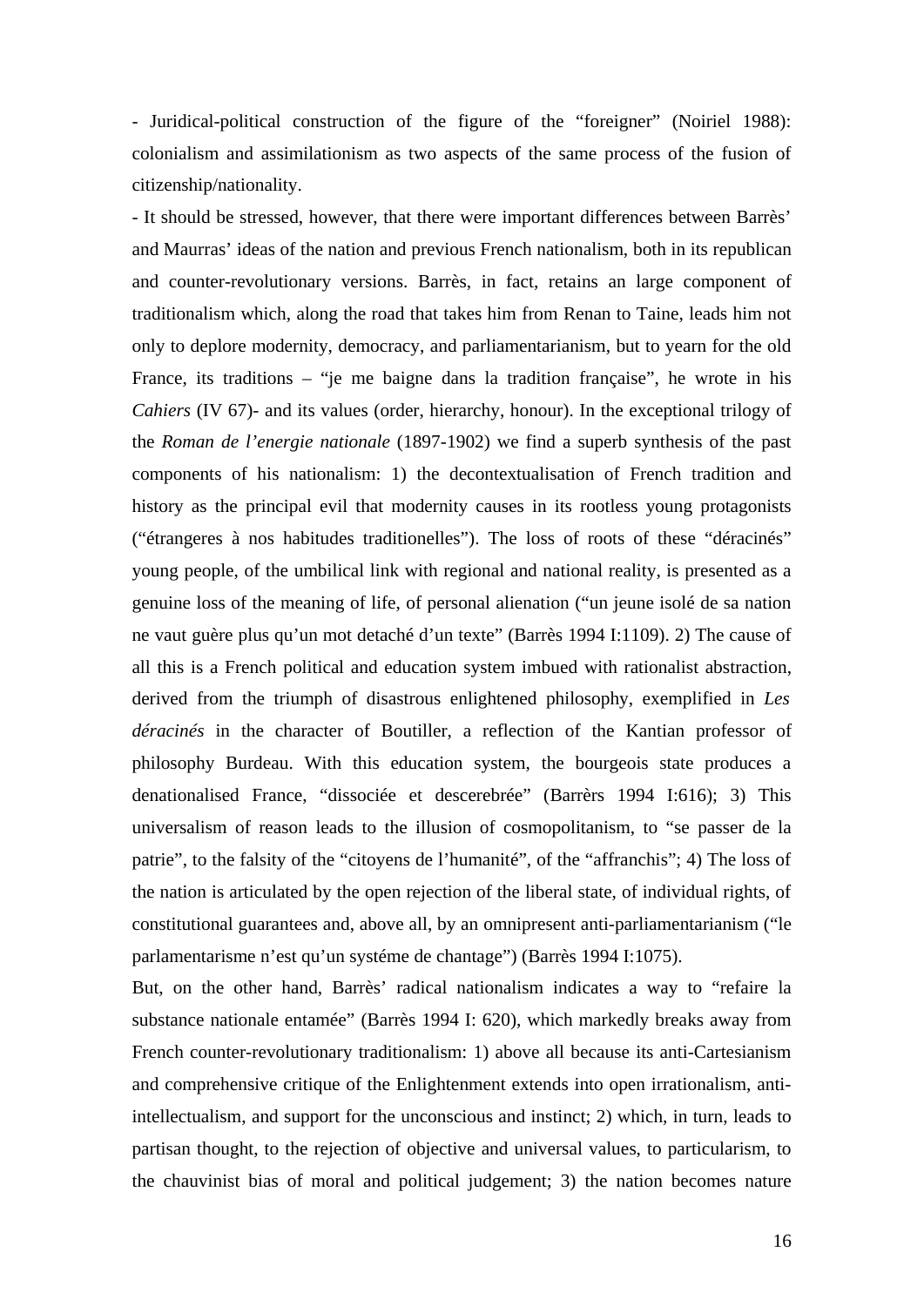- Juridical-political construction of the figure of the "foreigner" (Noiriel 1988): colonialism and assimilationism as two aspects of the same process of the fusion of citizenship/nationality.

- It should be stressed, however, that there were important differences between Barrès' and Maurras' ideas of the nation and previous French nationalism, both in its republican and counter-revolutionary versions. Barrès, in fact, retains an large component of traditionalism which, along the road that takes him from Renan to Taine, leads him not only to deplore modernity, democracy, and parliamentarianism, but to yearn for the old France, its traditions – "je me baigne dans la tradition française", he wrote in his *Cahiers* (IV 67)- and its values (order, hierarchy, honour). In the exceptional trilogy of the *Roman de l'energie nationale* (1897-1902) we find a superb synthesis of the past components of his nationalism: 1) the decontextualisation of French tradition and history as the principal evil that modernity causes in its rootless young protagonists ("étrangeres à nos habitudes traditionelles"). The loss of roots of these "déracinés" young people, of the umbilical link with regional and national reality, is presented as a genuine loss of the meaning of life, of personal alienation ("un jeune isolé de sa nation ne vaut guère plus qu'un mot detaché d'un texte" (Barrès 1994 I:1109). 2) The cause of all this is a French political and education system imbued with rationalist abstraction, derived from the triumph of disastrous enlightened philosophy, exemplified in *Les déracinés* in the character of Boutiller, a reflection of the Kantian professor of philosophy Burdeau. With this education system, the bourgeois state produces a denationalised France, "dissociée et descerebrée" (Barrèrs 1994 I:616); 3) This universalism of reason leads to the illusion of cosmopolitanism, to "se passer de la patrie", to the falsity of the "citoyens de l'humanité", of the "affranchis"; 4) The loss of the nation is articulated by the open rejection of the liberal state, of individual rights, of constitutional guarantees and, above all, by an omnipresent anti-parliamentarianism ("le parlamentarisme n'est qu'un systéme de chantage") (Barrès 1994 I:1075).

But, on the other hand, Barrès' radical nationalism indicates a way to "refaire la substance nationale entamée" (Barrès 1994 I: 620), which markedly breaks away from French counter-revolutionary traditionalism: 1) above all because its anti-Cartesianism and comprehensive critique of the Enlightenment extends into open irrationalism, anti-intellectualism, and support for the unconscious and instinct; 2) which, in turn, leads to partisan thought, to the rejection of objective and universal values, to particularism, to the chauvinist bias of moral and political judgement; 3) the nation becomes nature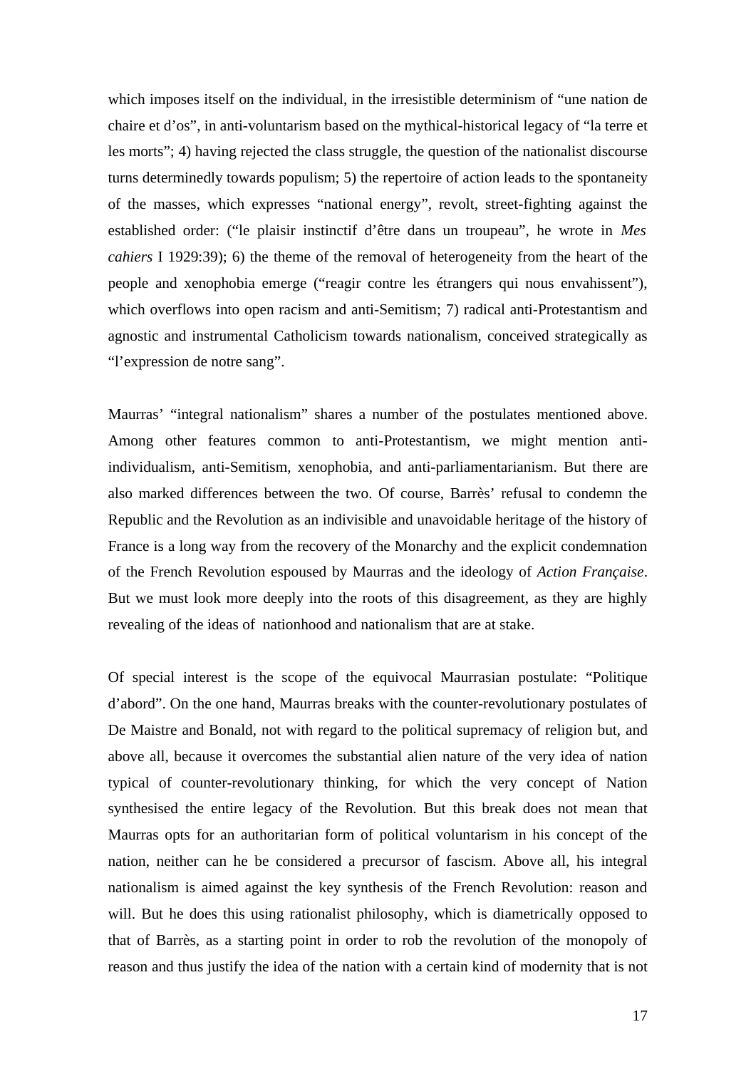which imposes itself on the individual, in the irresistible determinism of "une nation de chaire et d'os", in anti-voluntarism based on the mythical-historical legacy of "la terre et les morts"; 4) having rejected the class struggle, the question of the nationalist discourse turns determinedly towards populism; 5) the repertoire of action leads to the spontaneity of the masses, which expresses "national energy", revolt, street-fighting against the established order: ("le plaisir instinctif d'être dans un troupeau", he wrote in *Mes cahiers* I 1929:39); 6) the theme of the removal of heterogeneity from the heart of the people and xenophobia emerge ("reagir contre les étrangers qui nous envahissent"), which overflows into open racism and anti-Semitism; 7) radical anti-Protestantism and agnostic and instrumental Catholicism towards nationalism, conceived strategically as "l'expression de notre sang".

Maurras' "integral nationalism" shares a number of the postulates mentioned above. Among other features common to anti-Protestantism, we might mention anti-individualism, anti-Semitism, xenophobia, and anti-parliamentarianism. But there are also marked differences between the two. Of course, Barrès' refusal to condemn the Republic and the Revolution as an indivisible and unavoidable heritage of the history of France is a long way from the recovery of the Monarchy and the explicit condemnation of the French Revolution espoused by Maurras and the ideology of *Action Française*. But we must look more deeply into the roots of this disagreement, as they are highly revealing of the ideas of nationhood and nationalism that are at stake.

Of special interest is the scope of the equivocal Maurrasian postulate: "Politique d'abord". On the one hand, Maurras breaks with the counter-revolutionary postulates of De Maistre and Bonald, not with regard to the political supremacy of religion but, and above all, because it overcomes the substantial alien nature of the very idea of nation typical of counter-revolutionary thinking, for which the very concept of Nation synthesised the entire legacy of the Revolution. But this break does not mean that Maurras opts for an authoritarian form of political voluntarism in his concept of the nation, neither can he be considered a precursor of fascism. Above all, his integral nationalism is aimed against the key synthesis of the French Revolution: reason and will. But he does this using rationalist philosophy, which is diametrically opposed to that of Barrès, as a starting point in order to rob the revolution of the monopoly of reason and thus justify the idea of the nation with a certain kind of modernity that is not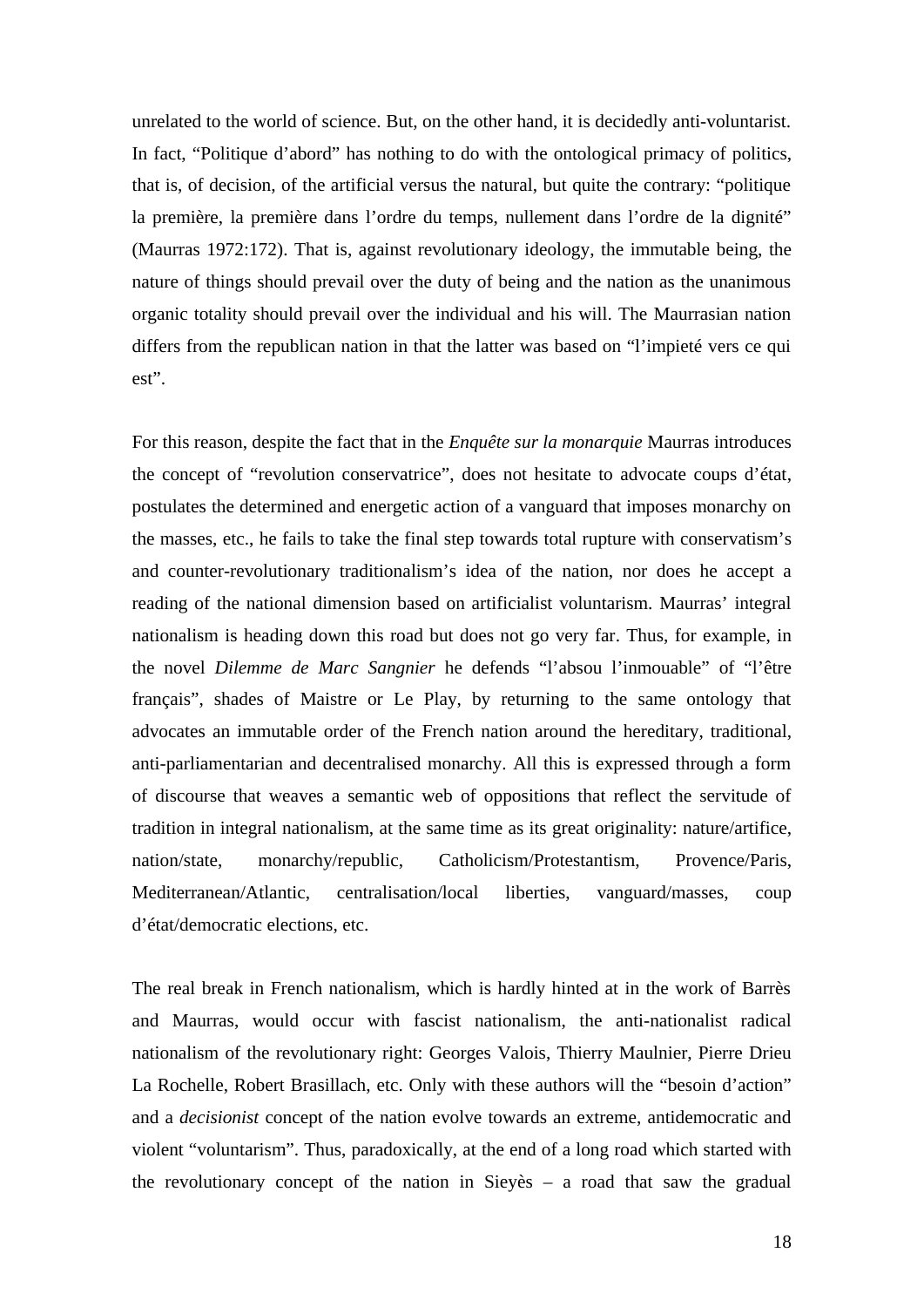unrelated to the world of science. But, on the other hand, it is decidedly anti-voluntarist. In fact, "Politique d'abord" has nothing to do with the ontological primacy of politics, that is, of decision, of the artificial versus the natural, but quite the contrary: "politique la première, la première dans l'ordre du temps, nullement dans l'ordre de la dignité" (Maurras 1972:172). That is, against revolutionary ideology, the immutable being, the nature of things should prevail over the duty of being and the nation as the unanimous organic totality should prevail over the individual and his will. The Maurrasian nation differs from the republican nation in that the latter was based on "l'impieté vers ce qui est".

For this reason, despite the fact that in the *Enquête sur la monarquie* Maurras introduces the concept of "revolution conservatrice", does not hesitate to advocate coups d'état, postulates the determined and energetic action of a vanguard that imposes monarchy on the masses, etc., he fails to take the final step towards total rupture with conservatism's and counter-revolutionary traditionalism's idea of the nation, nor does he accept a reading of the national dimension based on artificialist voluntarism. Maurras' integral nationalism is heading down this road but does not go very far. Thus, for example, in the novel *Dilemme de Marc Sangnier* he defends "l'absou l'inmouable" of "l'être français", shades of Maistre or Le Play, by returning to the same ontology that advocates an immutable order of the French nation around the hereditary, traditional, anti-parliamentarian and decentralised monarchy. All this is expressed through a form of discourse that weaves a semantic web of oppositions that reflect the servitude of tradition in integral nationalism, at the same time as its great originality: nature/artifice, nation/state, monarchy/republic, Catholicism/Protestantism, Provence/Paris, Mediterranean/Atlantic, centralisation/local liberties, vanguard/masses, coup d'état/democratic elections, etc.

The real break in French nationalism, which is hardly hinted at in the work of Barrès and Maurras, would occur with fascist nationalism, the anti-nationalist radical nationalism of the revolutionary right: Georges Valois, Thierry Maulnier, Pierre Drieu La Rochelle, Robert Brasillach, etc. Only with these authors will the "besoin d'action" and a *decisionist* concept of the nation evolve towards an extreme, antidemocratic and violent "voluntarism". Thus, paradoxically, at the end of a long road which started with the revolutionary concept of the nation in Sieyès – a road that saw the gradual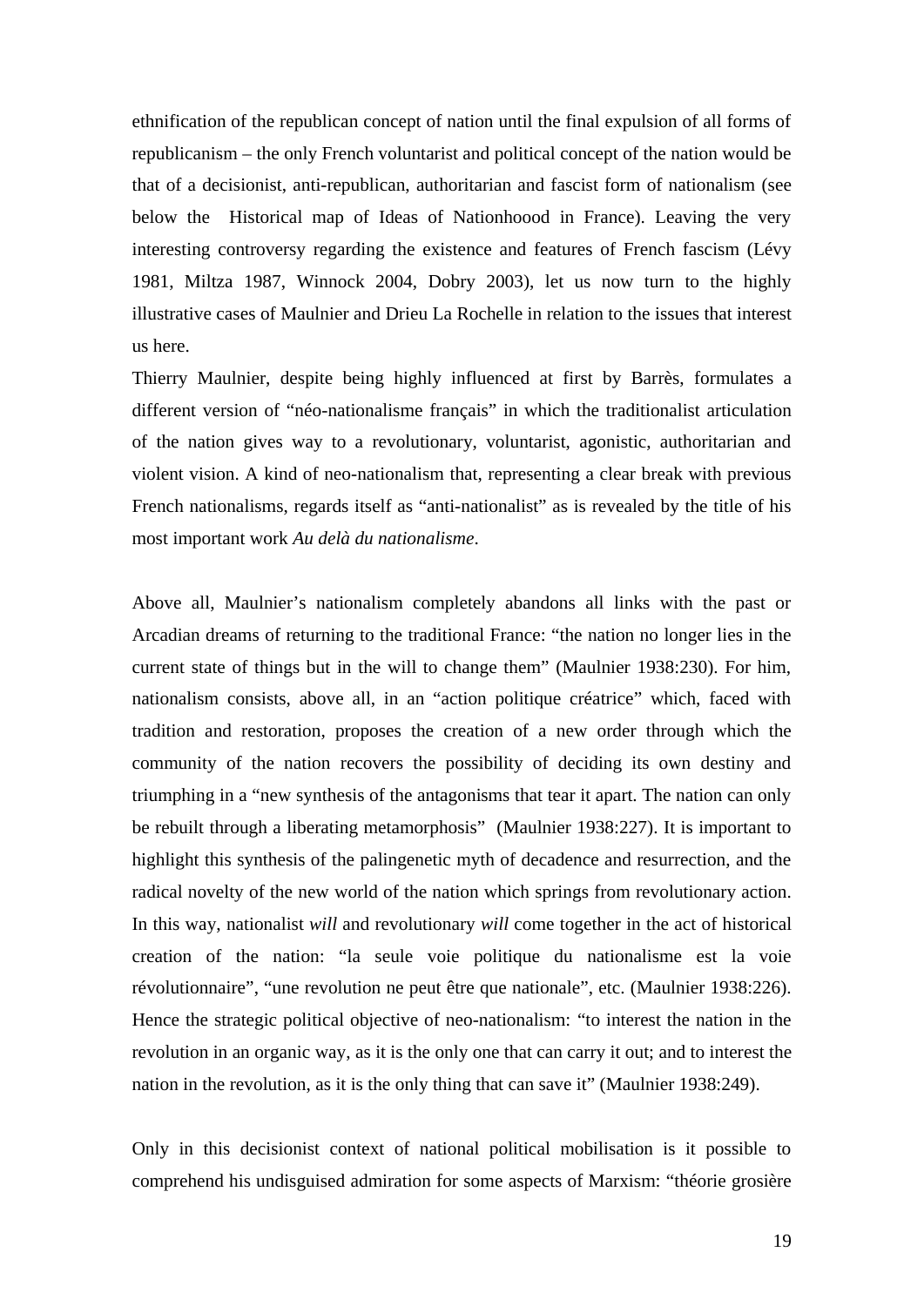ethnification of the republican concept of nation until the final expulsion of all forms of republicanism – the only French voluntarist and political concept of the nation would be that of a decisionist, anti-republican, authoritarian and fascist form of nationalism (see below the Historical map of Ideas of Nationhoood in France). Leaving the very interesting controversy regarding the existence and features of French fascism (Lévy 1981, Miltza 1987, Winnock 2004, Dobry 2003), let us now turn to the highly illustrative cases of Maulnier and Drieu La Rochelle in relation to the issues that interest us here.

Thierry Maulnier, despite being highly influenced at first by Barrès, formulates a different version of "néo-nationalisme français" in which the traditionalist articulation of the nation gives way to a revolutionary, voluntarist, agonistic, authoritarian and violent vision. A kind of neo-nationalism that, representing a clear break with previous French nationalisms, regards itself as "anti-nationalist" as is revealed by the title of his most important work *Au delà du nationalisme*.

Above all, Maulnier's nationalism completely abandons all links with the past or Arcadian dreams of returning to the traditional France: "the nation no longer lies in the current state of things but in the will to change them" (Maulnier 1938:230). For him, nationalism consists, above all, in an "action politique créatrice" which, faced with tradition and restoration, proposes the creation of a new order through which the community of the nation recovers the possibility of deciding its own destiny and triumphing in a "new synthesis of the antagonisms that tear it apart. The nation can only be rebuilt through a liberating metamorphosis" (Maulnier 1938:227). It is important to highlight this synthesis of the palingenetic myth of decadence and resurrection, and the radical novelty of the new world of the nation which springs from revolutionary action. In this way, nationalist *will* and revolutionary *will* come together in the act of historical creation of the nation: "la seule voie politique du nationalisme est la voie révolutionnaire", "une revolution ne peut être que nationale", etc. (Maulnier 1938:226). Hence the strategic political objective of neo-nationalism: "to interest the nation in the revolution in an organic way, as it is the only one that can carry it out; and to interest the nation in the revolution, as it is the only thing that can save it" (Maulnier 1938:249).

Only in this decisionist context of national political mobilisation is it possible to comprehend his undisguised admiration for some aspects of Marxism: "théorie grosière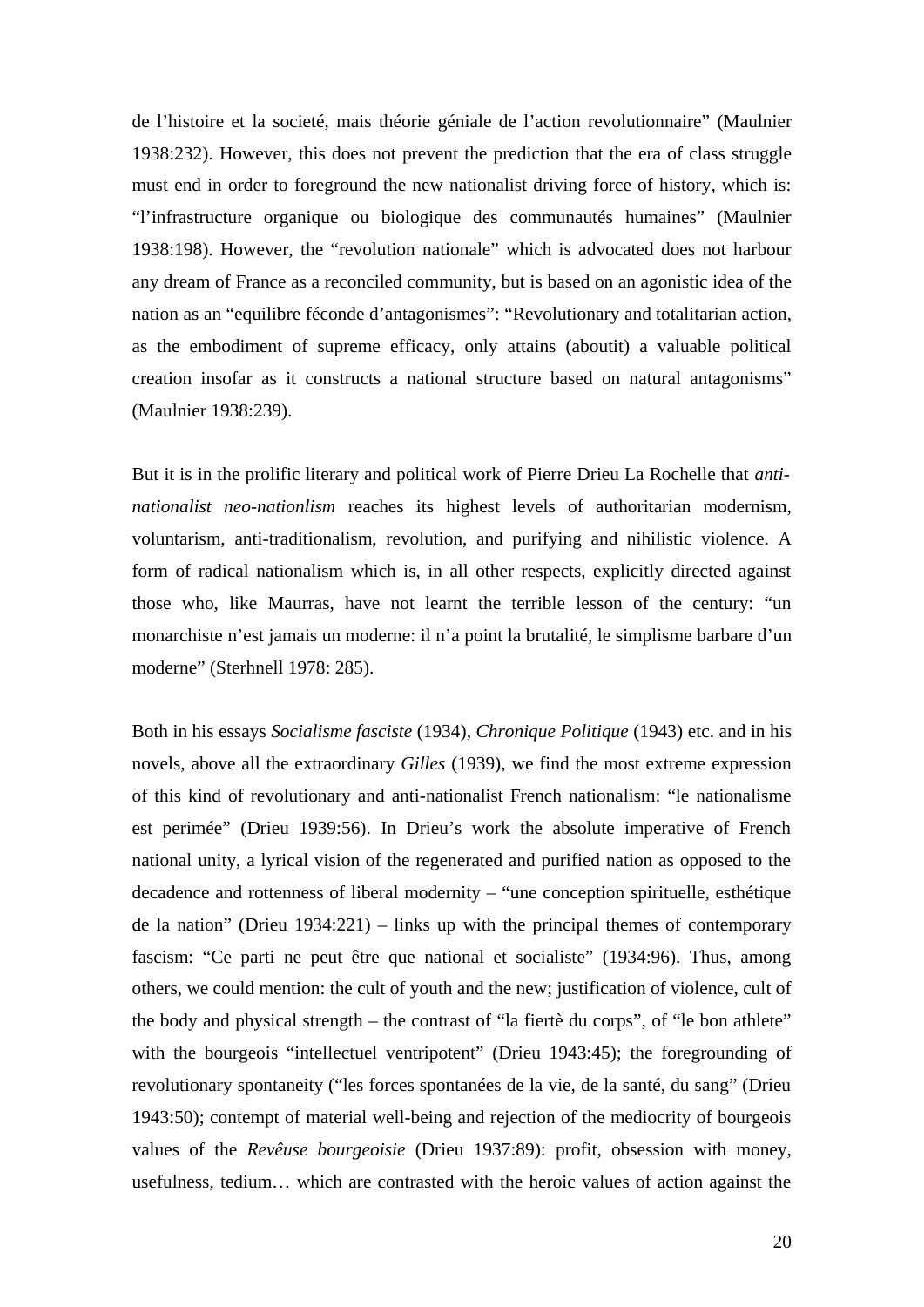de l'histoire et la societé, mais théorie géniale de l'action revolutionnaire" (Maulnier 1938:232). However, this does not prevent the prediction that the era of class struggle must end in order to foreground the new nationalist driving force of history, which is: "l'infrastructure organique ou biologique des communautés humaines" (Maulnier 1938:198). However, the "revolution nationale" which is advocated does not harbour any dream of France as a reconciled community, but is based on an agonistic idea of the nation as an "equilibre féconde d'antagonismes": "Revolutionary and totalitarian action, as the embodiment of supreme efficacy, only attains (aboutit) a valuable political creation insofar as it constructs a national structure based on natural antagonisms" (Maulnier 1938:239).

But it is in the prolific literary and political work of Pierre Drieu La Rochelle that *anti-nationalist neo-nationlism* reaches its highest levels of authoritarian modernism, voluntarism, anti-traditionalism, revolution, and purifying and nihilistic violence. A form of radical nationalism which is, in all other respects, explicitly directed against those who, like Maurras, have not learnt the terrible lesson of the century: "un monarchiste n'est jamais un moderne: il n'a point la brutalité, le simplisme barbare d'un moderne" (Sterhnell 1978: 285).

Both in his essays *Socialisme fasciste* (1934), *Chronique Politique* (1943) etc. and in his novels, above all the extraordinary *Gilles* (1939), we find the most extreme expression of this kind of revolutionary and anti-nationalist French nationalism: "le nationalisme est perimée" (Drieu 1939:56). In Drieu's work the absolute imperative of French national unity, a lyrical vision of the regenerated and purified nation as opposed to the decadence and rottenness of liberal modernity – "une conception spirituelle, esthétique de la nation" (Drieu 1934:221) – links up with the principal themes of contemporary fascism: "Ce parti ne peut être que national et socialiste" (1934:96). Thus, among others, we could mention: the cult of youth and the new; justification of violence, cult of the body and physical strength – the contrast of "la fiertè du corps", of "le bon athlete" with the bourgeois "intellectuel ventripotent" (Drieu 1943:45); the foregrounding of revolutionary spontaneity ("les forces spontanées de la vie, de la santé, du sang" (Drieu 1943:50); contempt of material well-being and rejection of the mediocrity of bourgeois values of the *Revêuse bourgeoisie* (Drieu 1937:89): profit, obsession with money, usefulness, tedium… which are contrasted with the heroic values of action against the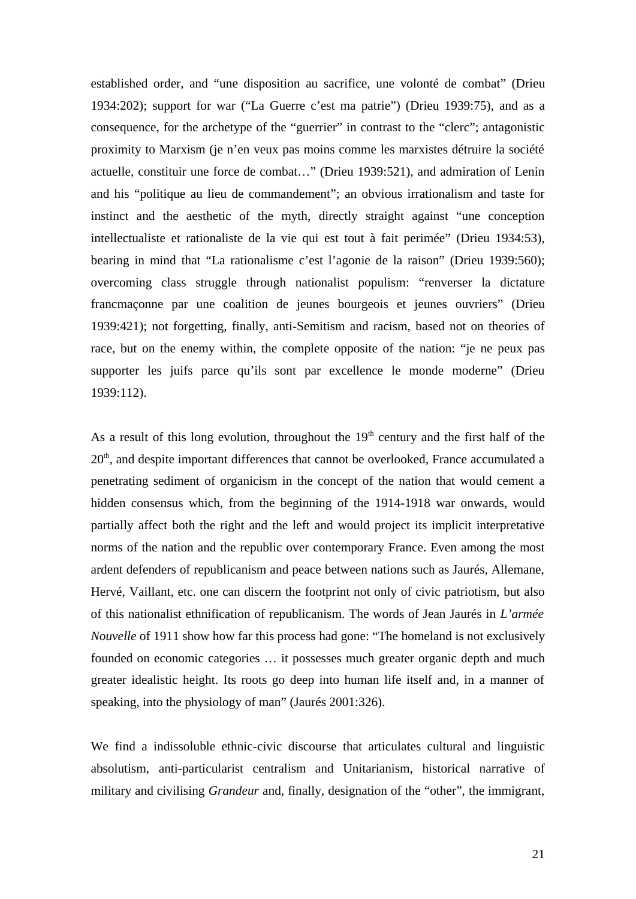established order, and “une disposition au sacrifice, une volonté de combat” (Drieu 1934:202); support for war (“La Guerre c’est ma patrie”) (Drieu 1939:75), and as a consequence, for the archetype of the “guerrier” in contrast to the “clerc”; antagonistic proximity to Marxism (je n’en veux pas moins comme les marxistes détruire la société actuelle, constituir une force de combat…” (Drieu 1939:521), and admiration of Lenin and his “politique au lieu de commandement”; an obvious irrationalism and taste for instinct and the aesthetic of the myth, directly straight against “une conception intellectualiste et rationaliste de la vie qui est tout à fait perimée” (Drieu 1934:53), bearing in mind that “La rationalisme c’est l’agonie de la raison” (Drieu 1939:560); overcoming class struggle through nationalist populism: “renverser la dictature francmaçonne par une coalition de jeunes bourgeois et jeunes ouvriers” (Drieu 1939:421); not forgetting, finally, anti-Semitism and racism, based not on theories of race, but on the enemy within, the complete opposite of the nation: “je ne peux pas supporter les juifs parce qu’ils sont par excellence le monde moderne” (Drieu 1939:112).

As a result of this long evolution, throughout the 19th century and the first half of the 20th, and despite important differences that cannot be overlooked, France accumulated a penetrating sediment of organicism in the concept of the nation that would cement a hidden consensus which, from the beginning of the 1914-1918 war onwards, would partially affect both the right and the left and would project its implicit interpretative norms of the nation and the republic over contemporary France. Even among the most ardent defenders of republicanism and peace between nations such as Jaurés, Allemane, Hervé, Vaillant, etc. one can discern the footprint not only of civic patriotism, but also of this nationalist ethnification of republicanism. The words of Jean Jaurés in *L’armée Nouvelle* of 1911 show how far this process had gone: “The homeland is not exclusively founded on economic categories … it possesses much greater organic depth and much greater idealistic height. Its roots go deep into human life itself and, in a manner of speaking, into the physiology of man” (Jaurés 2001:326).

We find a indissoluble ethnic-civic discourse that articulates cultural and linguistic absolutism, anti-particularist centralism and Unitarianism, historical narrative of military and civilising *Grandeur* and, finally, designation of the “other”, the immigrant,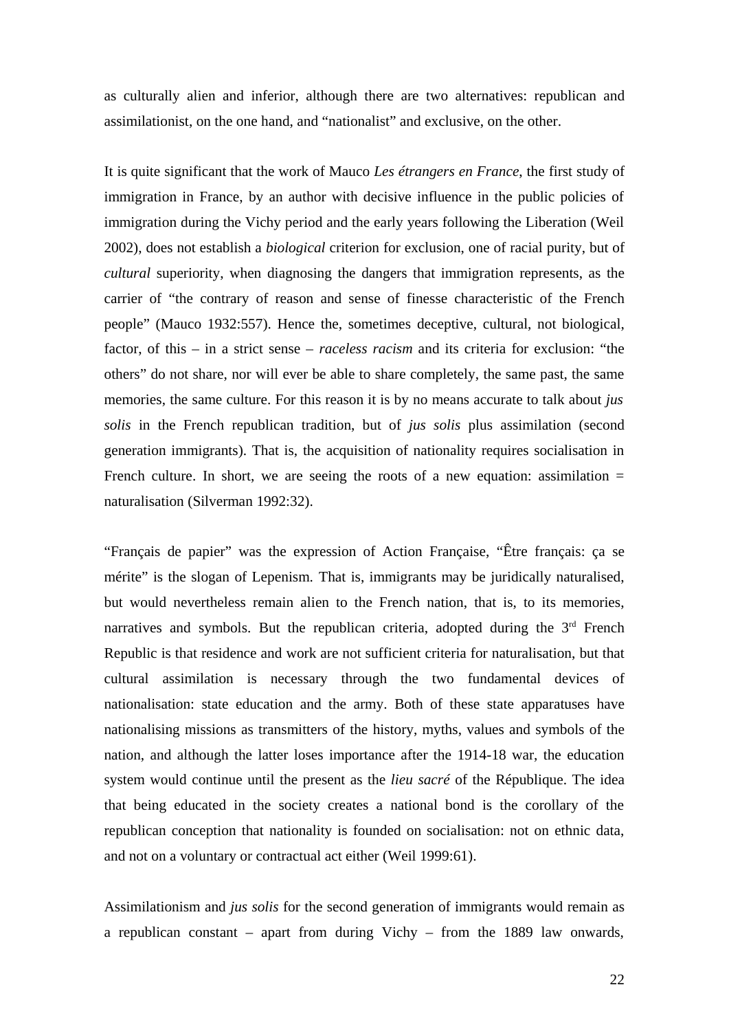as culturally alien and inferior, although there are two alternatives: republican and assimilationist, on the one hand, and "nationalist" and exclusive, on the other.

It is quite significant that the work of Mauco *Les étrangers en France*, the first study of immigration in France, by an author with decisive influence in the public policies of immigration during the Vichy period and the early years following the Liberation (Weil 2002), does not establish a *biological* criterion for exclusion, one of racial purity, but of *cultural* superiority, when diagnosing the dangers that immigration represents, as the carrier of "the contrary of reason and sense of finesse characteristic of the French people" (Mauco 1932:557). Hence the, sometimes deceptive, cultural, not biological, factor, of this – in a strict sense – *raceless racism* and its criteria for exclusion: "the others" do not share, nor will ever be able to share completely, the same past, the same memories, the same culture. For this reason it is by no means accurate to talk about *jus solis* in the French republican tradition, but of *jus solis* plus assimilation (second generation immigrants). That is, the acquisition of nationality requires socialisation in French culture. In short, we are seeing the roots of a new equation: assimilation = naturalisation (Silverman 1992:32).

"Français de papier" was the expression of Action Française, "Être français: ça se mérite" is the slogan of Lepenism. That is, immigrants may be juridically naturalised, but would nevertheless remain alien to the French nation, that is, to its memories, narratives and symbols. But the republican criteria, adopted during the 3rd French Republic is that residence and work are not sufficient criteria for naturalisation, but that cultural assimilation is necessary through the two fundamental devices of nationalisation: state education and the army. Both of these state apparatuses have nationalising missions as transmitters of the history, myths, values and symbols of the nation, and although the latter loses importance after the 1914-18 war, the education system would continue until the present as the *lieu sacré* of the République. The idea that being educated in the society creates a national bond is the corollary of the republican conception that nationality is founded on socialisation: not on ethnic data, and not on a voluntary or contractual act either (Weil 1999:61).

Assimilationism and *jus solis* for the second generation of immigrants would remain as a republican constant – apart from during Vichy – from the 1889 law onwards,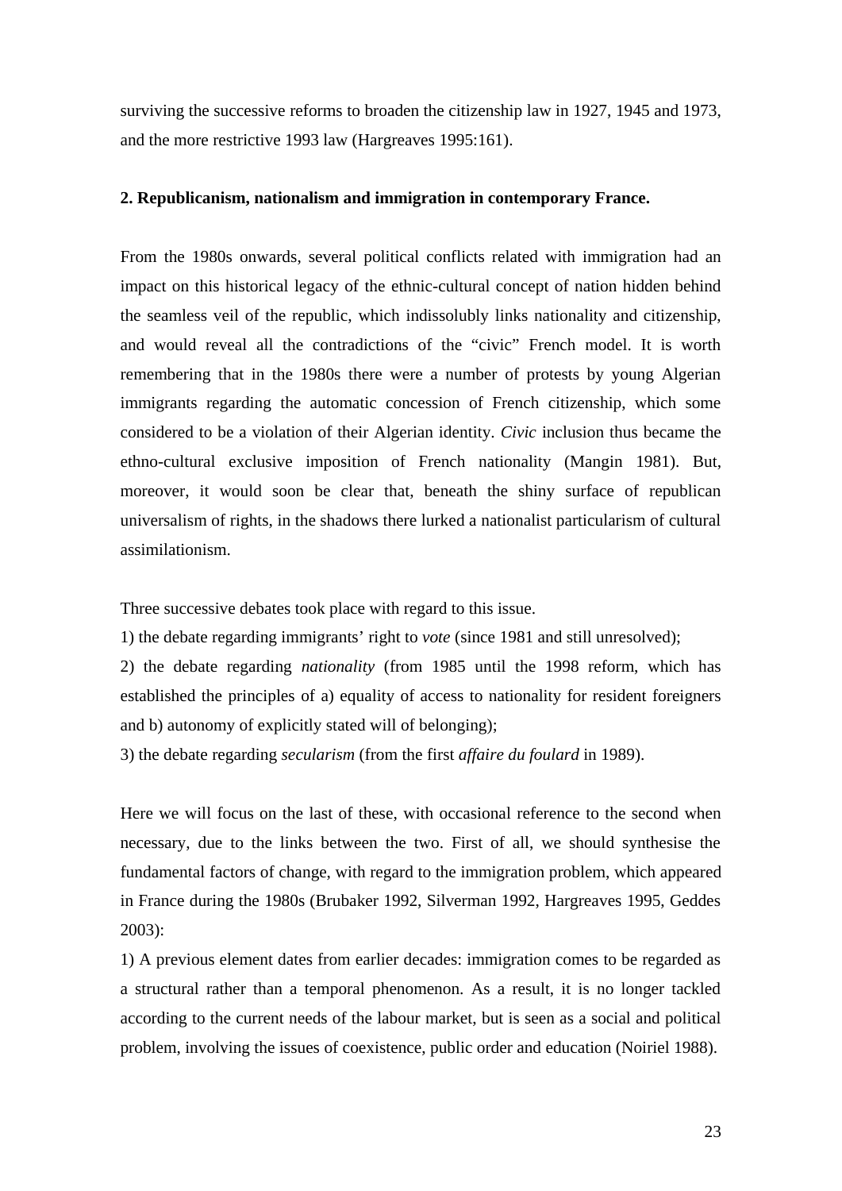surviving the successive reforms to broaden the citizenship law in 1927, 1945 and 1973, and the more restrictive 1993 law (Hargreaves 1995:161).

## 2. Republicanism, nationalism and immigration in contemporary France.

From the 1980s onwards, several political conflicts related with immigration had an impact on this historical legacy of the ethnic-cultural concept of nation hidden behind the seamless veil of the republic, which indissolubly links nationality and citizenship, and would reveal all the contradictions of the "civic" French model. It is worth remembering that in the 1980s there were a number of protests by young Algerian immigrants regarding the automatic concession of French citizenship, which some considered to be a violation of their Algerian identity. *Civic* inclusion thus became the ethno-cultural exclusive imposition of French nationality (Mangin 1981). But, moreover, it would soon be clear that, beneath the shiny surface of republican universalism of rights, in the shadows there lurked a nationalist particularism of cultural assimilationism.

Three successive debates took place with regard to this issue.

1) the debate regarding immigrants' right to *vote* (since 1981 and still unresolved);

2) the debate regarding *nationality* (from 1985 until the 1998 reform, which has established the principles of a) equality of access to nationality for resident foreigners and b) autonomy of explicitly stated will of belonging);

3) the debate regarding *secularism* (from the first *affaire du foulard* in 1989).

Here we will focus on the last of these, with occasional reference to the second when necessary, due to the links between the two. First of all, we should synthesise the fundamental factors of change, with regard to the immigration problem, which appeared in France during the 1980s (Brubaker 1992, Silverman 1992, Hargreaves 1995, Geddes 2003):

1) A previous element dates from earlier decades: immigration comes to be regarded as a structural rather than a temporal phenomenon. As a result, it is no longer tackled according to the current needs of the labour market, but is seen as a social and political problem, involving the issues of coexistence, public order and education (Noiriel 1988).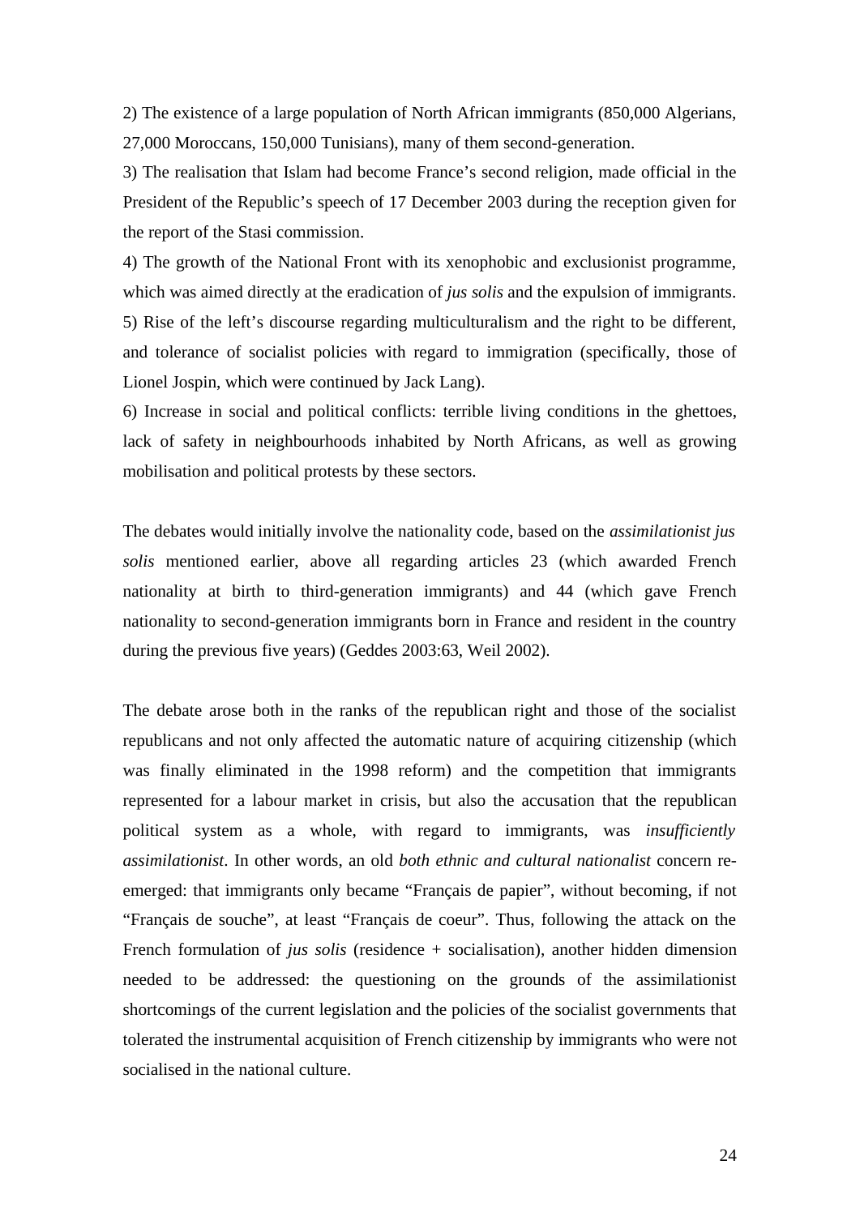2) The existence of a large population of North African immigrants (850,000 Algerians, 27,000 Moroccans, 150,000 Tunisians), many of them second-generation.

3) The realisation that Islam had become France's second religion, made official in the President of the Republic's speech of 17 December 2003 during the reception given for the report of the Stasi commission.

4) The growth of the National Front with its xenophobic and exclusionist programme, which was aimed directly at the eradication of *jus solis* and the expulsion of immigrants.

5) Rise of the left's discourse regarding multiculturalism and the right to be different, and tolerance of socialist policies with regard to immigration (specifically, those of Lionel Jospin, which were continued by Jack Lang).

6) Increase in social and political conflicts: terrible living conditions in the ghettoes, lack of safety in neighbourhoods inhabited by North Africans, as well as growing mobilisation and political protests by these sectors.

The debates would initially involve the nationality code, based on the *assimilationist jus solis* mentioned earlier, above all regarding articles 23 (which awarded French nationality at birth to third-generation immigrants) and 44 (which gave French nationality to second-generation immigrants born in France and resident in the country during the previous five years) (Geddes 2003:63, Weil 2002).

The debate arose both in the ranks of the republican right and those of the socialist republicans and not only affected the automatic nature of acquiring citizenship (which was finally eliminated in the 1998 reform) and the competition that immigrants represented for a labour market in crisis, but also the accusation that the republican political system as a whole, with regard to immigrants, was *insufficiently assimilationist*. In other words, an old *both ethnic and cultural nationalist* concern re-emerged: that immigrants only became "Français de papier", without becoming, if not "Français de souche", at least "Français de coeur". Thus, following the attack on the French formulation of *jus solis* (residence + socialisation), another hidden dimension needed to be addressed: the questioning on the grounds of the assimilationist shortcomings of the current legislation and the policies of the socialist governments that tolerated the instrumental acquisition of French citizenship by immigrants who were not socialised in the national culture.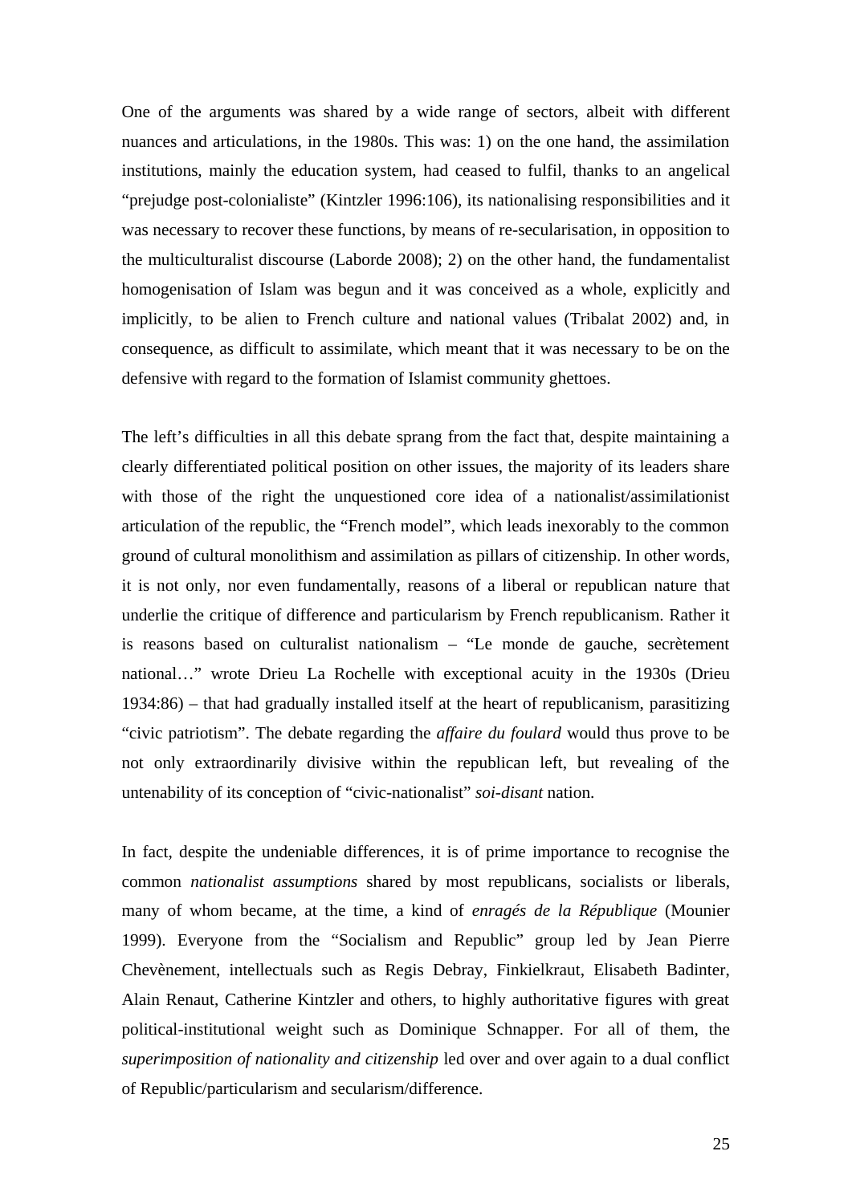One of the arguments was shared by a wide range of sectors, albeit with different nuances and articulations, in the 1980s. This was: 1) on the one hand, the assimilation institutions, mainly the education system, had ceased to fulfil, thanks to an angelical "prejudge post-colonialiste" (Kintzler 1996:106), its nationalising responsibilities and it was necessary to recover these functions, by means of re-secularisation, in opposition to the multiculturalist discourse (Laborde 2008); 2) on the other hand, the fundamentalist homogenisation of Islam was begun and it was conceived as a whole, explicitly and implicitly, to be alien to French culture and national values (Tribalat 2002) and, in consequence, as difficult to assimilate, which meant that it was necessary to be on the defensive with regard to the formation of Islamist community ghettoes.

The left's difficulties in all this debate sprang from the fact that, despite maintaining a clearly differentiated political position on other issues, the majority of its leaders share with those of the right the unquestioned core idea of a nationalist/assimilationist articulation of the republic, the "French model", which leads inexorably to the common ground of cultural monolithism and assimilation as pillars of citizenship. In other words, it is not only, nor even fundamentally, reasons of a liberal or republican nature that underlie the critique of difference and particularism by French republicanism. Rather it is reasons based on culturalist nationalism – "Le monde de gauche, secrètement national…" wrote Drieu La Rochelle with exceptional acuity in the 1930s (Drieu 1934:86) – that had gradually installed itself at the heart of republicanism, parasitizing "civic patriotism". The debate regarding the *affaire du foulard* would thus prove to be not only extraordinarily divisive within the republican left, but revealing of the untenability of its conception of "civic-nationalist" *soi-disant* nation.

In fact, despite the undeniable differences, it is of prime importance to recognise the common *nationalist assumptions* shared by most republicans, socialists or liberals, many of whom became, at the time, a kind of *enragés de la République* (Mounier 1999). Everyone from the "Socialism and Republic" group led by Jean Pierre Chevènement, intellectuals such as Regis Debray, Finkielkraut, Elisabeth Badinter, Alain Renaut, Catherine Kintzler and others, to highly authoritative figures with great political-institutional weight such as Dominique Schnapper. For all of them, the *superimposition of nationality and citizenship* led over and over again to a dual conflict of Republic/particularism and secularism/difference.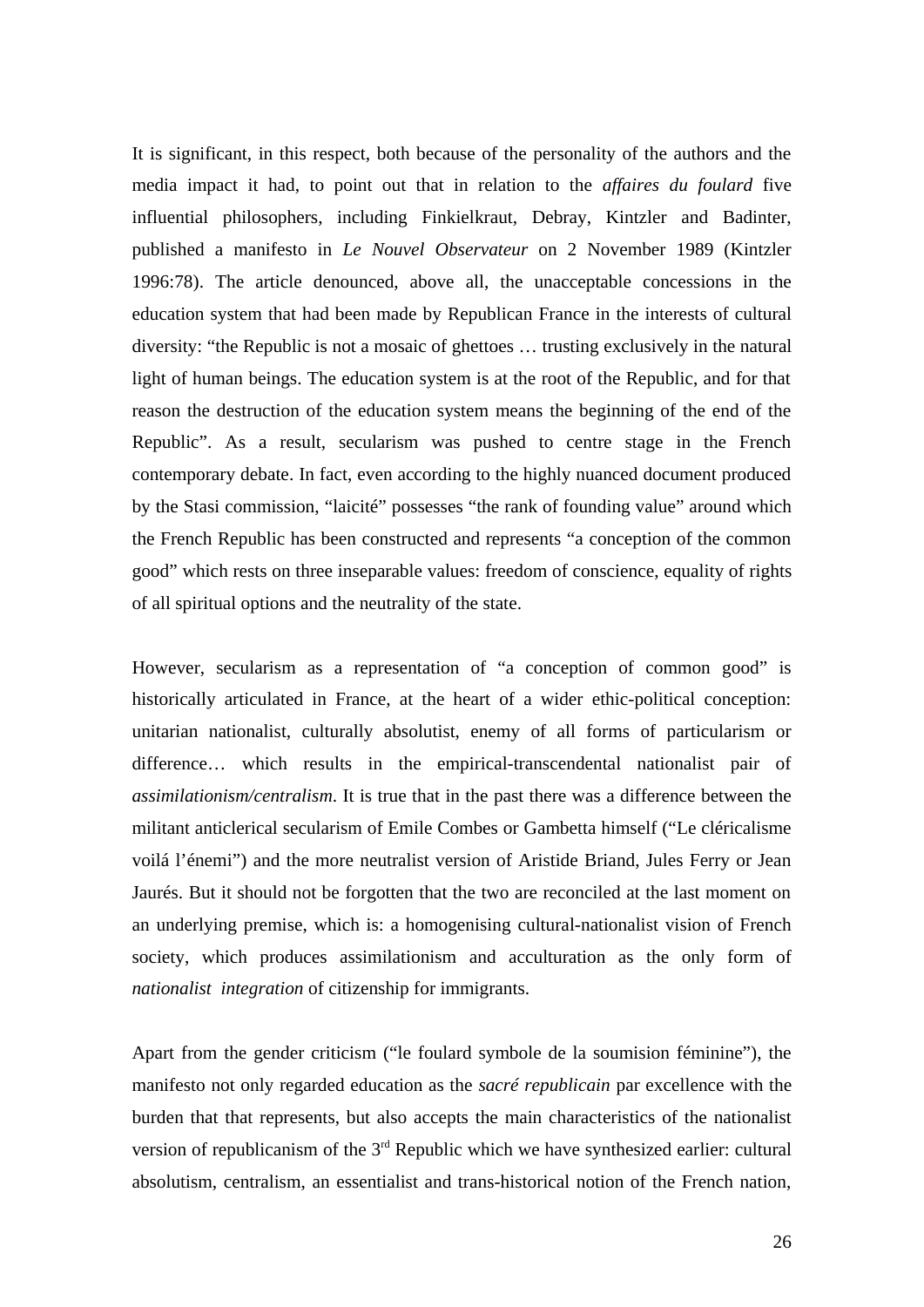It is significant, in this respect, both because of the personality of the authors and the media impact it had, to point out that in relation to the *affaires du foulard* five influential philosophers, including Finkielkraut, Debray, Kintzler and Badinter, published a manifesto in *Le Nouvel Observateur* on 2 November 1989 (Kintzler 1996:78). The article denounced, above all, the unacceptable concessions in the education system that had been made by Republican France in the interests of cultural diversity: "the Republic is not a mosaic of ghettoes … trusting exclusively in the natural light of human beings. The education system is at the root of the Republic, and for that reason the destruction of the education system means the beginning of the end of the Republic". As a result, secularism was pushed to centre stage in the French contemporary debate. In fact, even according to the highly nuanced document produced by the Stasi commission, "laicité" possesses "the rank of founding value" around which the French Republic has been constructed and represents "a conception of the common good" which rests on three inseparable values: freedom of conscience, equality of rights of all spiritual options and the neutrality of the state.

However, secularism as a representation of "a conception of common good" is historically articulated in France, at the heart of a wider ethic-political conception: unitarian nationalist, culturally absolutist, enemy of all forms of particularism or difference… which results in the empirical-transcendental nationalist pair of *assimilationism/centralism*. It is true that in the past there was a difference between the militant anticlerical secularism of Emile Combes or Gambetta himself ("Le cléricalisme voilá l'énemi") and the more neutralist version of Aristide Briand, Jules Ferry or Jean Jaurés. But it should not be forgotten that the two are reconciled at the last moment on an underlying premise, which is: a homogenising cultural-nationalist vision of French society, which produces assimilationism and acculturation as the only form of *nationalist integration* of citizenship for immigrants.

Apart from the gender criticism ("le foulard symbole de la soumision féminine"), the manifesto not only regarded education as the *sacré republicain* par excellence with the burden that that represents, but also accepts the main characteristics of the nationalist version of republicanism of the 3rd Republic which we have synthesized earlier: cultural absolutism, centralism, an essentialist and trans-historical notion of the French nation,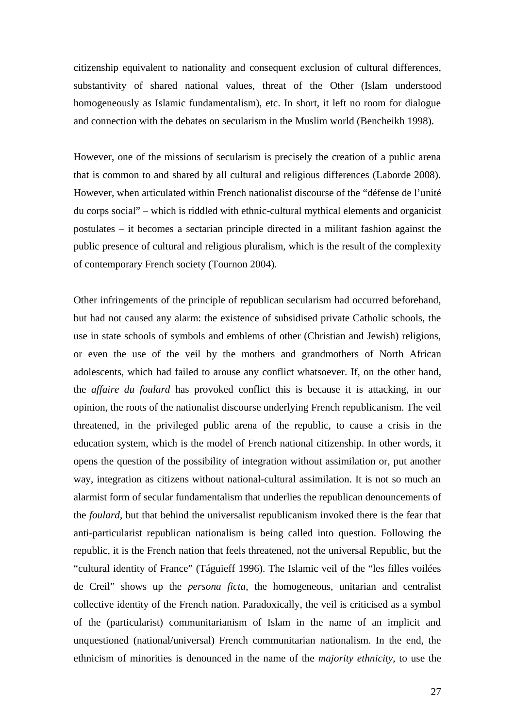citizenship equivalent to nationality and consequent exclusion of cultural differences, substantivity of shared national values, threat of the Other (Islam understood homogeneously as Islamic fundamentalism), etc. In short, it left no room for dialogue and connection with the debates on secularism in the Muslim world (Bencheikh 1998).

However, one of the missions of secularism is precisely the creation of a public arena that is common to and shared by all cultural and religious differences (Laborde 2008). However, when articulated within French nationalist discourse of the "défense de l'unité du corps social" – which is riddled with ethnic-cultural mythical elements and organicist postulates – it becomes a sectarian principle directed in a militant fashion against the public presence of cultural and religious pluralism, which is the result of the complexity of contemporary French society (Tournon 2004).

Other infringements of the principle of republican secularism had occurred beforehand, but had not caused any alarm: the existence of subsidised private Catholic schools, the use in state schools of symbols and emblems of other (Christian and Jewish) religions, or even the use of the veil by the mothers and grandmothers of North African adolescents, which had failed to arouse any conflict whatsoever. If, on the other hand, the *affaire du foulard* has provoked conflict this is because it is attacking, in our opinion, the roots of the nationalist discourse underlying French republicanism. The veil threatened, in the privileged public arena of the republic, to cause a crisis in the education system, which is the model of French national citizenship. In other words, it opens the question of the possibility of integration without assimilation or, put another way, integration as citizens without national-cultural assimilation. It is not so much an alarmist form of secular fundamentalism that underlies the republican denouncements of the *foulard*, but that behind the universalist republicanism invoked there is the fear that anti-particularist republican nationalism is being called into question. Following the republic, it is the French nation that feels threatened, not the universal Republic, but the "cultural identity of France" (Táguieff 1996). The Islamic veil of the "les filles voilées de Creil" shows up the *persona ficta*, the homogeneous, unitarian and centralist collective identity of the French nation. Paradoxically, the veil is criticised as a symbol of the (particularist) communitarianism of Islam in the name of an implicit and unquestioned (national/universal) French communitarian nationalism. In the end, the ethnicism of minorities is denounced in the name of the *majority ethnicity*, to use the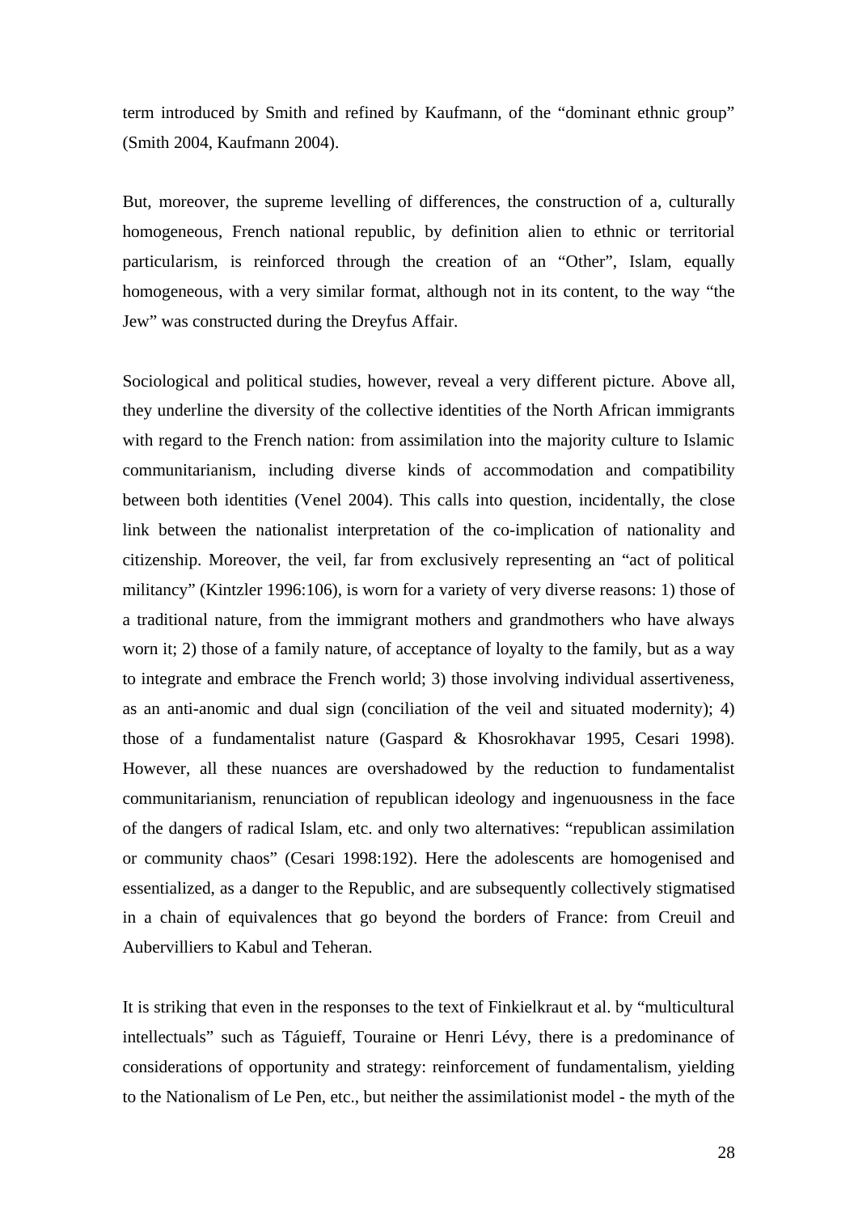term introduced by Smith and refined by Kaufmann, of the “dominant ethnic group” (Smith 2004, Kaufmann 2004).

But, moreover, the supreme levelling of differences, the construction of a, culturally homogeneous, French national republic, by definition alien to ethnic or territorial particularism, is reinforced through the creation of an “Other”, Islam, equally homogeneous, with a very similar format, although not in its content, to the way “the Jew” was constructed during the Dreyfus Affair.

Sociological and political studies, however, reveal a very different picture. Above all, they underline the diversity of the collective identities of the North African immigrants with regard to the French nation: from assimilation into the majority culture to Islamic communitarianism, including diverse kinds of accommodation and compatibility between both identities (Venel 2004). This calls into question, incidentally, the close link between the nationalist interpretation of the co-implication of nationality and citizenship. Moreover, the veil, far from exclusively representing an “act of political militancy” (Kintzler 1996:106), is worn for a variety of very diverse reasons: 1) those of a traditional nature, from the immigrant mothers and grandmothers who have always worn it; 2) those of a family nature, of acceptance of loyalty to the family, but as a way to integrate and embrace the French world; 3) those involving individual assertiveness, as an anti-anomic and dual sign (conciliation of the veil and situated modernity); 4) those of a fundamentalist nature (Gaspard & Khosrokhavar 1995, Cesari 1998). However, all these nuances are overshadowed by the reduction to fundamentalist communitarianism, renunciation of republican ideology and ingenuousness in the face of the dangers of radical Islam, etc. and only two alternatives: “republican assimilation or community chaos” (Cesari 1998:192). Here the adolescents are homogenised and essentialized, as a danger to the Republic, and are subsequently collectively stigmatised in a chain of equivalences that go beyond the borders of France: from Creuil and Aubervilliers to Kabul and Teheran.

It is striking that even in the responses to the text of Finkielkraut et al. by “multicultural intellectuals” such as Táguieff, Touraine or Henri Lévy, there is a predominance of considerations of opportunity and strategy: reinforcement of fundamentalism, yielding to the Nationalism of Le Pen, etc., but neither the assimilationist model - the myth of the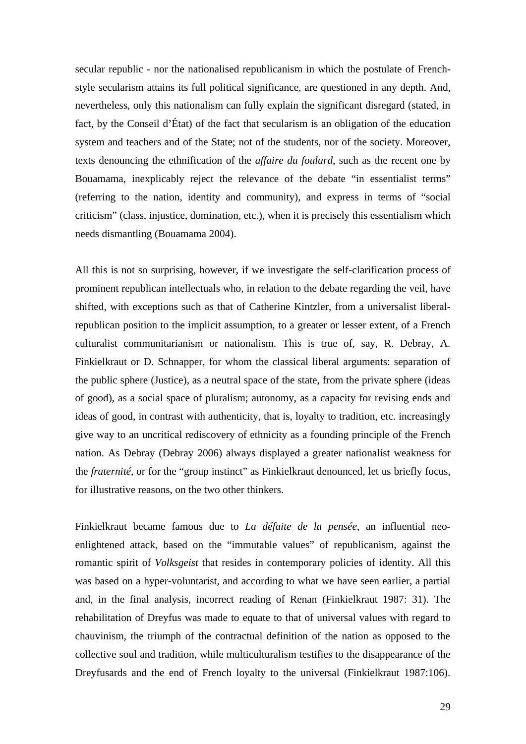secular republic - nor the nationalised republicanism in which the postulate of French-style secularism attains its full political significance, are questioned in any depth. And, nevertheless, only this nationalism can fully explain the significant disregard (stated, in fact, by the Conseil d'État) of the fact that secularism is an obligation of the education system and teachers and of the State; not of the students, nor of the society. Moreover, texts denouncing the ethnification of the *affaire du foulard*, such as the recent one by Bouamama, inexplicably reject the relevance of the debate "in essentialist terms" (referring to the nation, identity and community), and express in terms of "social criticism" (class, injustice, domination, etc.), when it is precisely this essentialism which needs dismantling (Bouamama 2004).

All this is not so surprising, however, if we investigate the self-clarification process of prominent republican intellectuals who, in relation to the debate regarding the veil, have shifted, with exceptions such as that of Catherine Kintzler, from a universalist liberal-republican position to the implicit assumption, to a greater or lesser extent, of a French culturalist communitarianism or nationalism. This is true of, say, R. Debray, A. Finkielkraut or D. Schnapper, for whom the classical liberal arguments: separation of the public sphere (Justice), as a neutral space of the state, from the private sphere (ideas of good), as a social space of pluralism; autonomy, as a capacity for revising ends and ideas of good, in contrast with authenticity, that is, loyalty to tradition, etc. increasingly give way to an uncritical rediscovery of ethnicity as a founding principle of the French nation. As Debray (Debray 2006) always displayed a greater nationalist weakness for the *fraternité*, or for the "group instinct" as Finkielkraut denounced, let us briefly focus, for illustrative reasons, on the two other thinkers.

Finkielkraut became famous due to *La défaite de la pensée*, an influential neo-enlightened attack, based on the "immutable values" of republicanism, against the romantic spirit of *Volksgeist* that resides in contemporary policies of identity. All this was based on a hyper-voluntarist, and according to what we have seen earlier, a partial and, in the final analysis, incorrect reading of Renan (Finkielkraut 1987: 31). The rehabilitation of Dreyfus was made to equate to that of universal values with regard to chauvinism, the triumph of the contractual definition of the nation as opposed to the collective soul and tradition, while multiculturalism testifies to the disappearance of the Dreyfusards and the end of French loyalty to the universal (Finkielkraut 1987:106).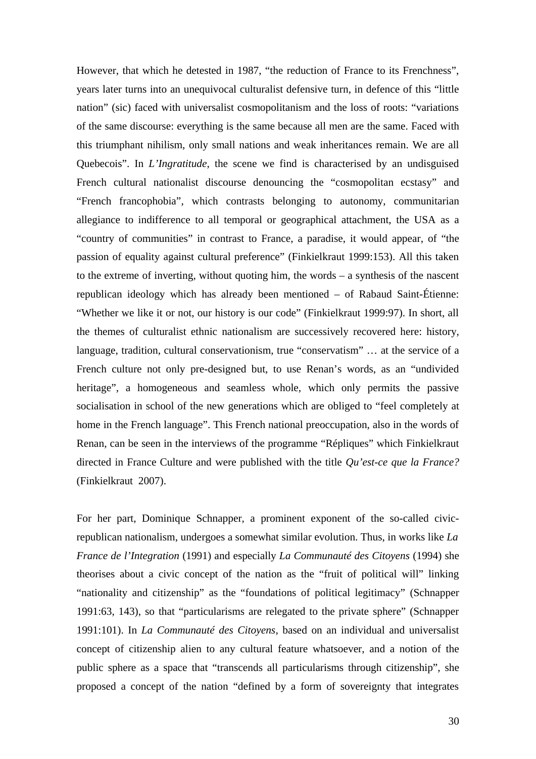However, that which he detested in 1987, "the reduction of France to its Frenchness", years later turns into an unequivocal culturalist defensive turn, in defence of this "little nation" (sic) faced with universalist cosmopolitanism and the loss of roots: "variations of the same discourse: everything is the same because all men are the same. Faced with this triumphant nihilism, only small nations and weak inheritances remain. We are all Quebecois". In *L'Ingratitude*, the scene we find is characterised by an undisguised French cultural nationalist discourse denouncing the "cosmopolitan ecstasy" and "French francophobia", which contrasts belonging to autonomy, communitarian allegiance to indifference to all temporal or geographical attachment, the USA as a "country of communities" in contrast to France, a paradise, it would appear, of "the passion of equality against cultural preference" (Finkielkraut 1999:153). All this taken to the extreme of inverting, without quoting him, the words – a synthesis of the nascent republican ideology which has already been mentioned – of Rabaud Saint-Étienne: "Whether we like it or not, our history is our code" (Finkielkraut 1999:97). In short, all the themes of culturalist ethnic nationalism are successively recovered here: history, language, tradition, cultural conservationism, true "conservatism" … at the service of a French culture not only pre-designed but, to use Renan's words, as an "undivided heritage", a homogeneous and seamless whole, which only permits the passive socialisation in school of the new generations which are obliged to "feel completely at home in the French language". This French national preoccupation, also in the words of Renan, can be seen in the interviews of the programme "Répliques" which Finkielkraut directed in France Culture and were published with the title *Qu'est-ce que la France?* (Finkielkraut 2007).

For her part, Dominique Schnapper, a prominent exponent of the so-called civic-republican nationalism, undergoes a somewhat similar evolution. Thus, in works like *La France de l'Integration* (1991) and especially *La Communauté des Citoyens* (1994) she theorises about a civic concept of the nation as the "fruit of political will" linking "nationality and citizenship" as the "foundations of political legitimacy" (Schnapper 1991:63, 143), so that "particularisms are relegated to the private sphere" (Schnapper 1991:101). In *La Communauté des Citoyens*, based on an individual and universalist concept of citizenship alien to any cultural feature whatsoever, and a notion of the public sphere as a space that "transcends all particularisms through citizenship", she proposed a concept of the nation "defined by a form of sovereignty that integrates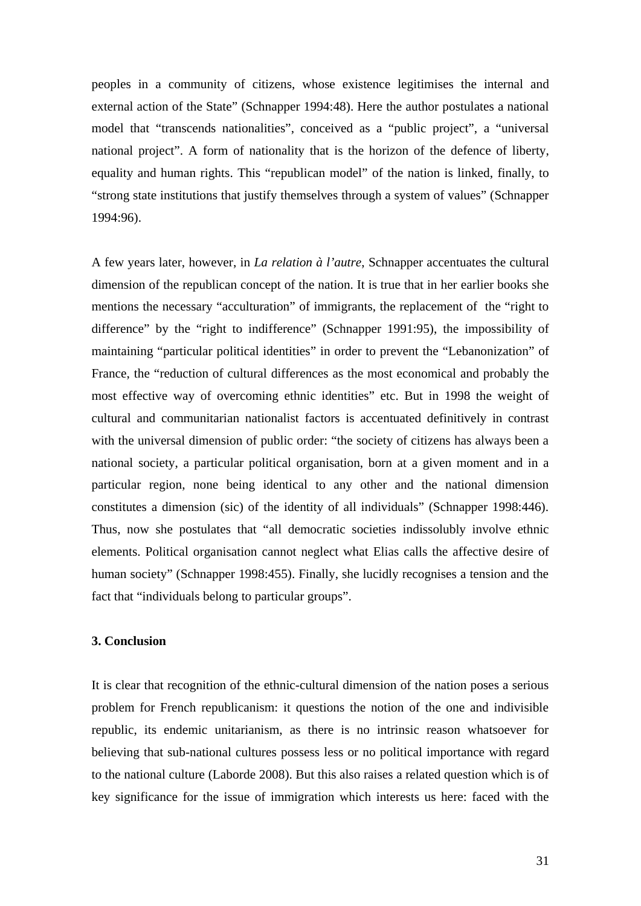peoples in a community of citizens, whose existence legitimises the internal and external action of the State" (Schnapper 1994:48). Here the author postulates a national model that "transcends nationalities", conceived as a "public project", a "universal national project". A form of nationality that is the horizon of the defence of liberty, equality and human rights. This "republican model" of the nation is linked, finally, to "strong state institutions that justify themselves through a system of values" (Schnapper 1994:96).

A few years later, however, in *La relation à l'autre*, Schnapper accentuates the cultural dimension of the republican concept of the nation. It is true that in her earlier books she mentions the necessary "acculturation" of immigrants, the replacement of the "right to difference" by the "right to indifference" (Schnapper 1991:95), the impossibility of maintaining "particular political identities" in order to prevent the "Lebanonization" of France, the "reduction of cultural differences as the most economical and probably the most effective way of overcoming ethnic identities" etc. But in 1998 the weight of cultural and communitarian nationalist factors is accentuated definitively in contrast with the universal dimension of public order: "the society of citizens has always been a national society, a particular political organisation, born at a given moment and in a particular region, none being identical to any other and the national dimension constitutes a dimension (sic) of the identity of all individuals" (Schnapper 1998:446). Thus, now she postulates that "all democratic societies indissolubly involve ethnic elements. Political organisation cannot neglect what Elias calls the affective desire of human society" (Schnapper 1998:455). Finally, she lucidly recognises a tension and the fact that "individuals belong to particular groups".

### 3. Conclusion

It is clear that recognition of the ethnic-cultural dimension of the nation poses a serious problem for French republicanism: it questions the notion of the one and indivisible republic, its endemic unitarianism, as there is no intrinsic reason whatsoever for believing that sub-national cultures possess less or no political importance with regard to the national culture (Laborde 2008). But this also raises a related question which is of key significance for the issue of immigration which interests us here: faced with the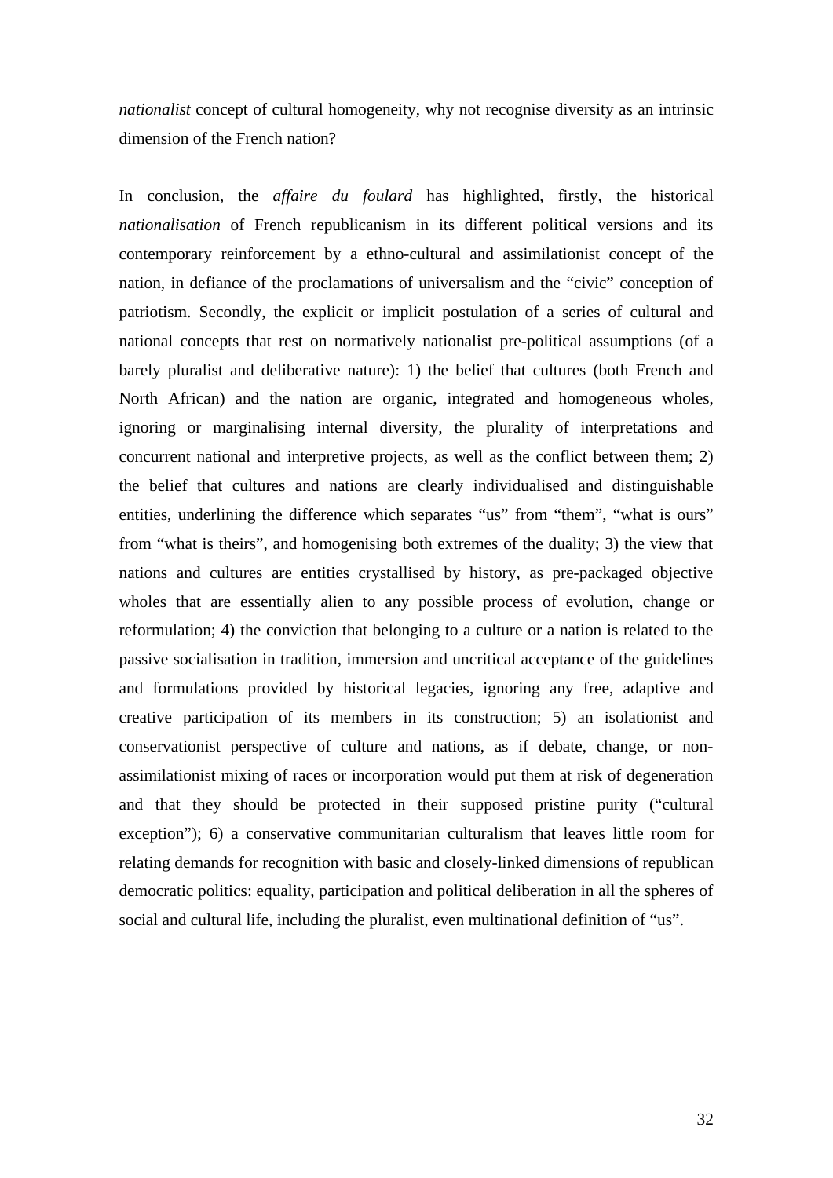*nationalist* concept of cultural homogeneity, why not recognise diversity as an intrinsic dimension of the French nation?

In conclusion, the *affaire du foulard* has highlighted, firstly, the historical *nationalisation* of French republicanism in its different political versions and its contemporary reinforcement by a ethno-cultural and assimilationist concept of the nation, in defiance of the proclamations of universalism and the "civic" conception of patriotism. Secondly, the explicit or implicit postulation of a series of cultural and national concepts that rest on normatively nationalist pre-political assumptions (of a barely pluralist and deliberative nature): 1) the belief that cultures (both French and North African) and the nation are organic, integrated and homogeneous wholes, ignoring or marginalising internal diversity, the plurality of interpretations and concurrent national and interpretive projects, as well as the conflict between them; 2) the belief that cultures and nations are clearly individualised and distinguishable entities, underlining the difference which separates "us" from "them", "what is ours" from "what is theirs", and homogenising both extremes of the duality; 3) the view that nations and cultures are entities crystallised by history, as pre-packaged objective wholes that are essentially alien to any possible process of evolution, change or reformulation; 4) the conviction that belonging to a culture or a nation is related to the passive socialisation in tradition, immersion and uncritical acceptance of the guidelines and formulations provided by historical legacies, ignoring any free, adaptive and creative participation of its members in its construction; 5) an isolationist and conservationist perspective of culture and nations, as if debate, change, or non-assimilationist mixing of races or incorporation would put them at risk of degeneration and that they should be protected in their supposed pristine purity ("cultural exception"); 6) a conservative communitarian culturalism that leaves little room for relating demands for recognition with basic and closely-linked dimensions of republican democratic politics: equality, participation and political deliberation in all the spheres of social and cultural life, including the pluralist, even multinational definition of "us".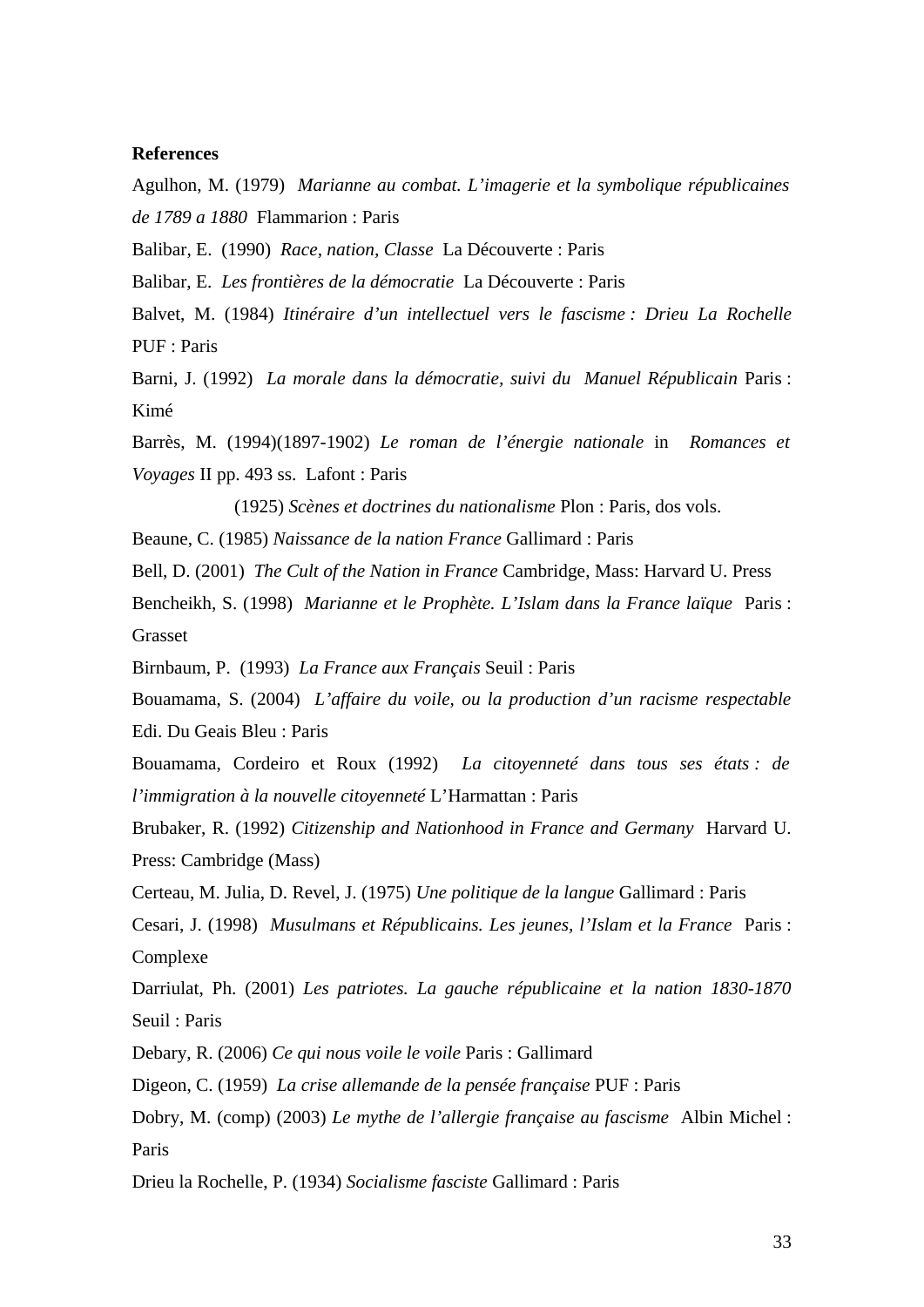**References**

Agulhon, M. (1979) *Marianne au combat. L'imagerie et la symbolique républicaines de 1789 a 1880* Flammarion : Paris

Balibar, E. (1990) *Race, nation, Classe* La Découverte : Paris

Balibar, E. *Les frontières de la démocratie* La Découverte : Paris

Balvet, M. (1984) *Itinéraire d'un intellectuel vers le fascisme : Drieu La Rochelle* PUF : Paris

Barni, J. (1992) *La morale dans la démocratie, suivi du Manuel Républicain* Paris : Kimé

Barrès, M. (1994)(1897-1902) *Le roman de l'énergie nationale* in *Romances et Voyages* II pp. 493 ss. Lafont : Paris

(1925) *Scènes et doctrines du nationalisme* Plon : Paris, dos vols.

Beaune, C. (1985) *Naissance de la nation France* Gallimard : Paris

Bell, D. (2001) *The Cult of the Nation in France* Cambridge, Mass: Harvard U. Press

Bencheikh, S. (1998) *Marianne et le Prophète. L'Islam dans la France laïque* Paris : Grasset

Birnbaum, P. (1993) *La France aux Français* Seuil : Paris

Bouamama, S. (2004) *L'affaire du voile, ou la production d'un racisme respectable* Edi. Du Geais Bleu : Paris

Bouamama, Cordeiro et Roux (1992) *La citoyenneté dans tous ses états : de l'immigration à la nouvelle citoyenneté* L'Harmattan : Paris

Brubaker, R. (1992) *Citizenship and Nationhood in France and Germany* Harvard U. Press: Cambridge (Mass)

Certeau, M. Julia, D. Revel, J. (1975) *Une politique de la langue* Gallimard : Paris

Cesari, J. (1998) *Musulmans et Républicains. Les jeunes, l'Islam et la France* Paris : Complexe

Darriulat, Ph. (2001) *Les patriotes. La gauche républicaine et la nation 1830-1870* Seuil : Paris

Debary, R. (2006) *Ce qui nous voile le voile* Paris : Gallimard

Digeon, C. (1959) *La crise allemande de la pensée française* PUF : Paris

Dobry, M. (comp) (2003) *Le mythe de l'allergie française au fascisme* Albin Michel : Paris

Drieu la Rochelle, P. (1934) *Socialisme fasciste* Gallimard : Paris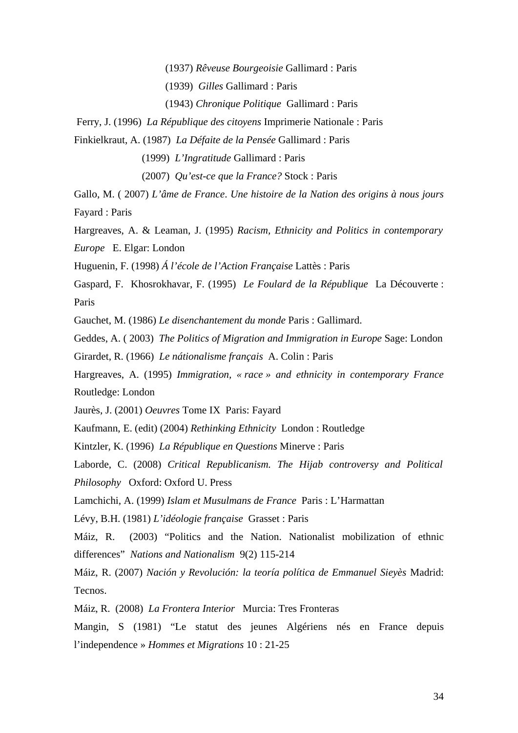(1937) *Rêveuse Bourgeoisie* Gallimard : Paris

(1939) *Gilles* Gallimard : Paris

(1943) *Chronique Politique* Gallimard : Paris

Ferry, J. (1996) *La République des citoyens* Imprimerie Nationale : Paris

Finkielkraut, A. (1987) *La Défaite de la Pensée* Gallimard : Paris

(1999) *L'Ingratitude* Gallimard : Paris

(2007) *Qu'est-ce que la France?* Stock : Paris

Gallo, M. ( 2007) *L'âme de France*. *Une histoire de la Nation des origins à nous jours* Fayard : Paris

Hargreaves, A. & Leaman, J. (1995) *Racism, Ethnicity and Politics in contemporary Europe* E. Elgar: London

Huguenin, F. (1998) *Á l'école de l'Action Française* Lattès : Paris

Gaspard, F. Khosrokhavar, F. (1995) *Le Foulard de la République* La Découverte : Paris

Gauchet, M. (1986) *Le disenchantement du monde* Paris : Gallimard.

Geddes, A. ( 2003) *The Politics of Migration and Immigration in Europe* Sage: London

Girardet, R. (1966) *Le nátionalisme français* A. Colin : Paris

Hargreaves, A. (1995) *Immigration, « race » and ethnicity in contemporary France* Routledge: London

Jaurès, J. (2001) *Oeuvres* Tome IX Paris: Fayard

Kaufmann, E. (edit) (2004) *Rethinking Ethnicity* London : Routledge

Kintzler, K. (1996) *La République en Questions* Minerve : Paris

Laborde, C. (2008) *Critical Republicanism. The Hijab controversy and Political Philosophy* Oxford: Oxford U. Press

Lamchichi, A. (1999) *Islam et Musulmans de France* Paris : L'Harmattan

Lévy, B.H. (1981) *L'idéologie française* Grasset : Paris

Máiz, R. (2003) "Politics and the Nation. Nationalist mobilization of ethnic differences" *Nations and Nationalism* 9(2) 115-214

Máiz, R. (2007) *Nación y Revolución: la teoría política de Emmanuel Sieyès* Madrid: Tecnos.

Máiz, R. (2008) *La Frontera Interior* Murcia: Tres Fronteras

Mangin, S (1981) "Le statut des jeunes Algériens nés en France depuis l'independence » *Hommes et Migrations* 10 : 21-25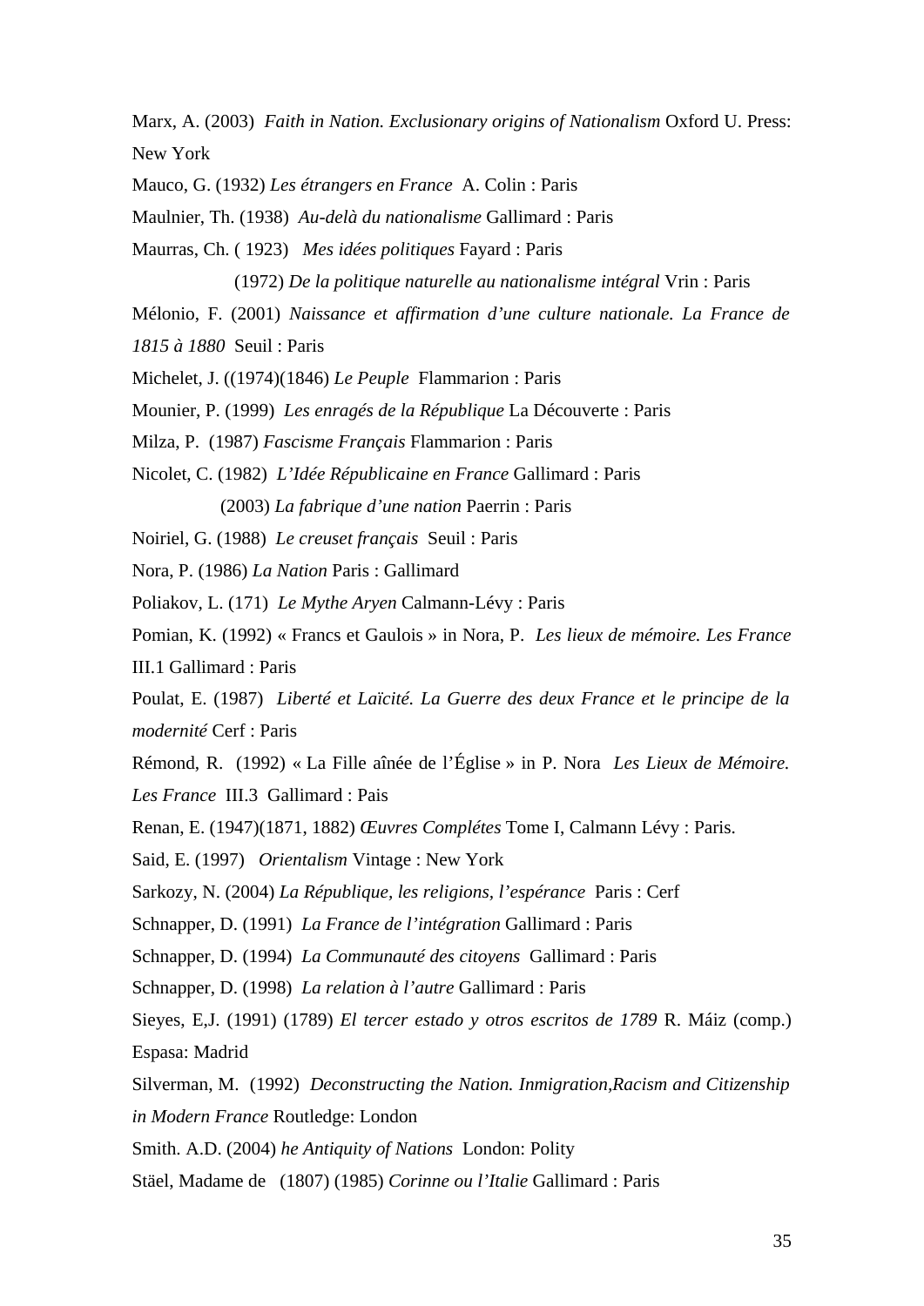Marx, A. (2003) *Faith in Nation. Exclusionary origins of Nationalism* Oxford U. Press: New York

Mauco, G. (1932) *Les étrangers en France* A. Colin : Paris

Maulnier, Th. (1938) *Au-delà du nationalisme* Gallimard : Paris

Maurras, Ch. ( 1923) *Mes idées politiques* Fayard : Paris

(1972) *De la politique naturelle au nationalisme intégral* Vrin : Paris

Mélonio, F. (2001) *Naissance et affirmation d'une culture nationale. La France de 1815 à 1880* Seuil : Paris

Michelet, J. ((1974)(1846) *Le Peuple* Flammarion : Paris

Mounier, P. (1999) *Les enragés de la République* La Découverte : Paris

Milza, P. (1987) *Fascisme Français* Flammarion : Paris

Nicolet, C. (1982) *L'Idée Républicaine en France* Gallimard : Paris

(2003) *La fabrique d'une nation* Paerrin : Paris

Noiriel, G. (1988) *Le creuset français* Seuil : Paris

Nora, P. (1986) *La Nation* Paris : Gallimard

Poliakov, L. (171) *Le Mythe Aryen* Calmann-Lévy : Paris

Pomian, K. (1992) « Francs et Gaulois » in Nora, P. *Les lieux de mémoire. Les France* III.1 Gallimard : Paris

Poulat, E. (1987) *Liberté et Laïcité. La Guerre des deux France et le principe de la modernité* Cerf : Paris

Rémond, R. (1992) « La Fille aînée de l'Église » in P. Nora *Les Lieux de Mémoire. Les France* III.3 Gallimard : Pais

Renan, E. (1947)(1871, 1882) *Œuvres Complétes* Tome I, Calmann Lévy : Paris.

Said, E. (1997) *Orientalism* Vintage : New York

Sarkozy, N. (2004) *La République, les religions, l'espérance* Paris : Cerf

Schnapper, D. (1991) *La France de l'intégration* Gallimard : Paris

Schnapper, D. (1994) *La Communauté des citoyens* Gallimard : Paris

Schnapper, D. (1998) *La relation à l'autre* Gallimard : Paris

Sieyes, E,J. (1991) (1789) *El tercer estado y otros escritos de 1789* R. Máiz (comp.) Espasa: Madrid

Silverman, M. (1992) *Deconstructing the Nation. Inmigration,Racism and Citizenship in Modern France* Routledge: London

Smith. A.D. (2004) *he Antiquity of Nations* London: Polity

Stäel, Madame de (1807) (1985) *Corinne ou l'Italie* Gallimard : Paris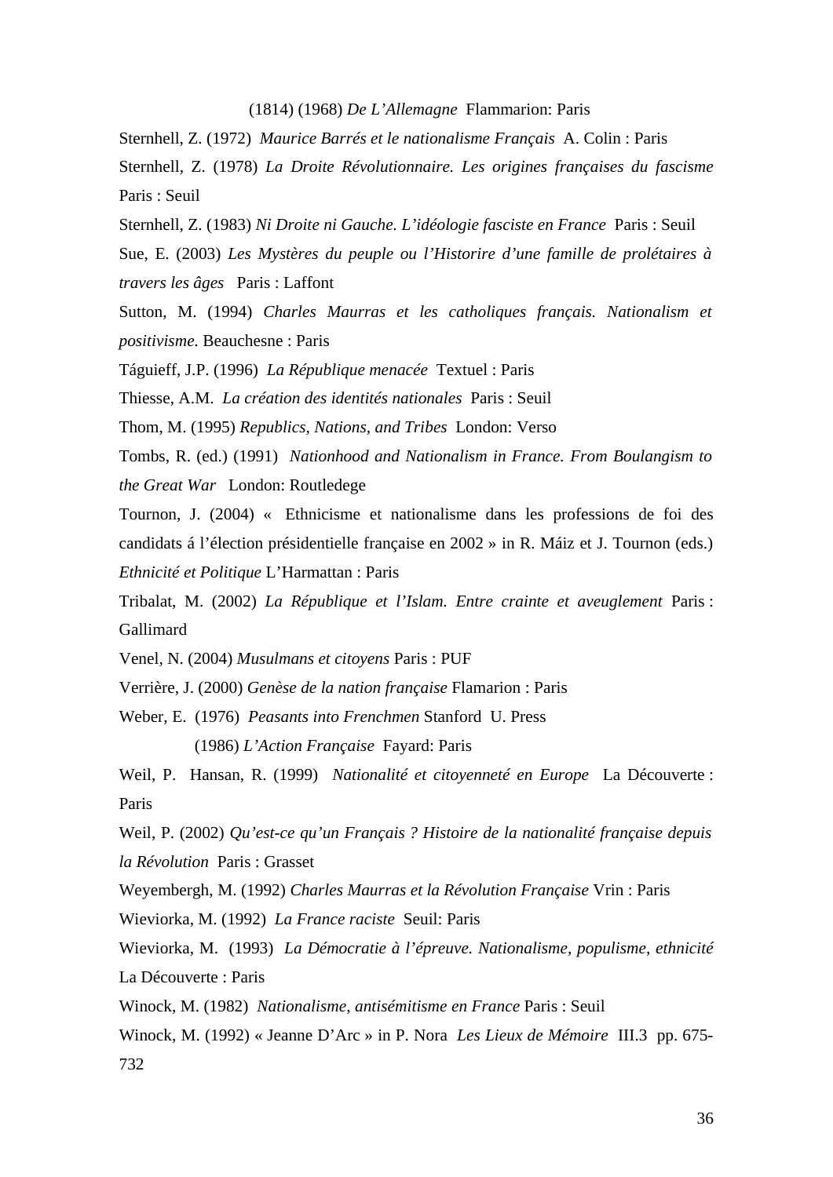(1814) (1968) *De L'Allemagne* Flammarion: Paris

Sternhell, Z. (1972) *Maurice Barrés et le nationalisme Français* A. Colin : Paris

Sternhell, Z. (1978) *La Droite Révolutionnaire. Les origines françaises du fascisme* Paris : Seuil

Sternhell, Z. (1983) *Ni Droite ni Gauche. L'idéologie fasciste en France* Paris : Seuil

Sue, E. (2003) *Les Mystères du peuple ou l'Historire d'une famille de prolétaires à travers les âges* Paris : Laffont

Sutton, M. (1994) *Charles Maurras et les catholiques français. Nationalism et positivisme.* Beauchesne : Paris

Táguieff, J.P. (1996) *La République menacée* Textuel : Paris

Thiesse, A.M. *La création des identités nationales* Paris : Seuil

Thom, M. (1995) *Republics, Nations, and Tribes* London: Verso

Tombs, R. (ed.) (1991) *Nationhood and Nationalism in France. From Boulangism to the Great War* London: Routledege

Tournon, J. (2004) « Ethnicisme et nationalisme dans les professions de foi des candidats á l'élection présidentielle française en 2002 » in R. Máiz et J. Tournon (eds.) *Ethnicité et Politique* L'Harmattan : Paris

Tribalat, M. (2002) *La République et l'Islam. Entre crainte et aveuglement* Paris : Gallimard

Venel, N. (2004) *Musulmans et citoyens* Paris : PUF

Verrière, J. (2000) *Genèse de la nation française* Flamarion : Paris

Weber, E. (1976) *Peasants into Frenchmen* Stanford U. Press

(1986) *L'Action Française* Fayard: Paris

Weil, P. Hansan, R. (1999) *Nationalité et citoyenneté en Europe* La Découverte : Paris

Weil, P. (2002) *Qu'est-ce qu'un Français ? Histoire de la nationalité française depuis la Révolution* Paris : Grasset

Weyembergh, M. (1992) *Charles Maurras et la Révolution Française* Vrin : Paris

Wieviorka, M. (1992) *La France raciste* Seuil: Paris

Wieviorka, M. (1993) *La Démocratie à l'épreuve. Nationalisme, populisme, ethnicité* La Découverte : Paris

Winock, M. (1982) *Nationalisme, antisémitisme en France* Paris : Seuil

Winock, M. (1992) « Jeanne D'Arc » in P. Nora *Les Lieux de Mémoire* III.3 pp. 675-732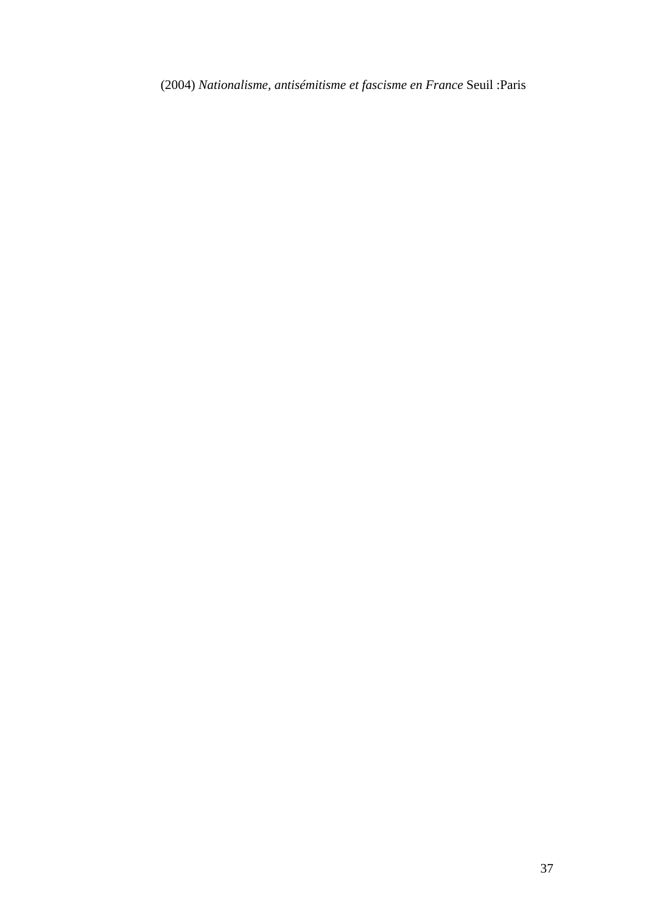(2004) *Nationalisme, antisémitisme et fascisme en France* Seuil :Paris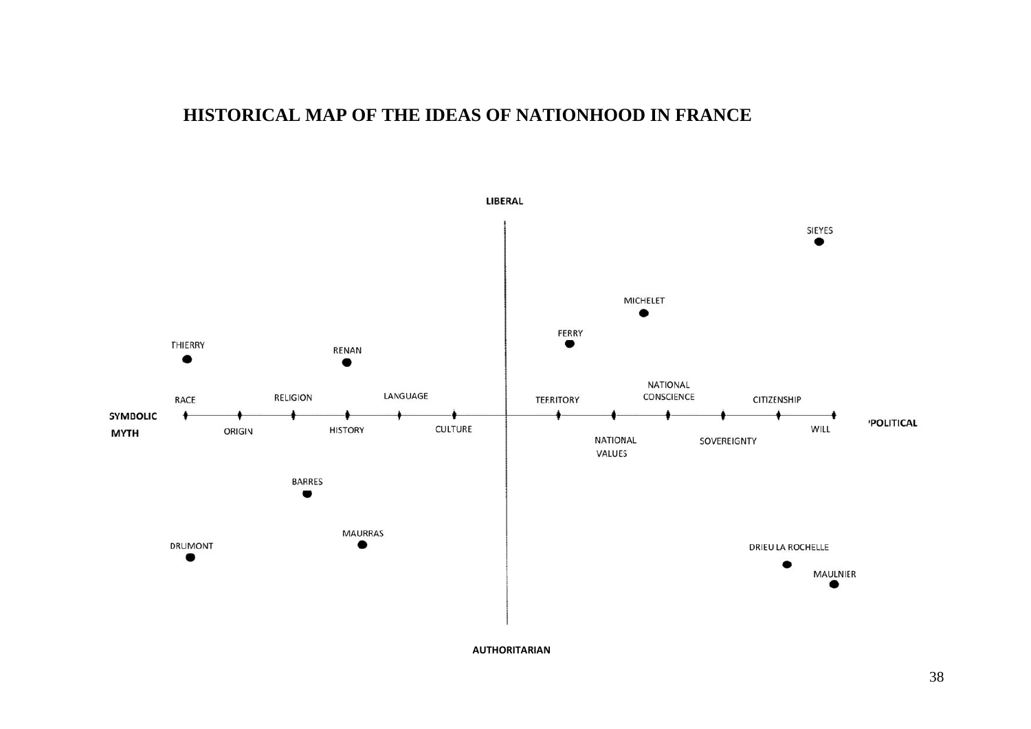# HISTORICAL MAP OF THE IDEAS OF NATIONHOOD IN FRANCE

LIBERAL

SIEYES

MICHELET

FERRY

THIERRY

RENAN

SYMBOLIC MYTH

RACE

ORIGIN

RELIGION

HISTORY

LANGUAGE

CULTURE

TERRITORY

NATIONAL VALUES

NATIONAL CONSCIENCE

SOVEREIGNTY

CITIZENSHIP

WILL

POLITICAL

BARRES

MAURRAS

DRUMONT

DRIEU LA ROCHELLE

MAULNIER

AUTHORITARIAN